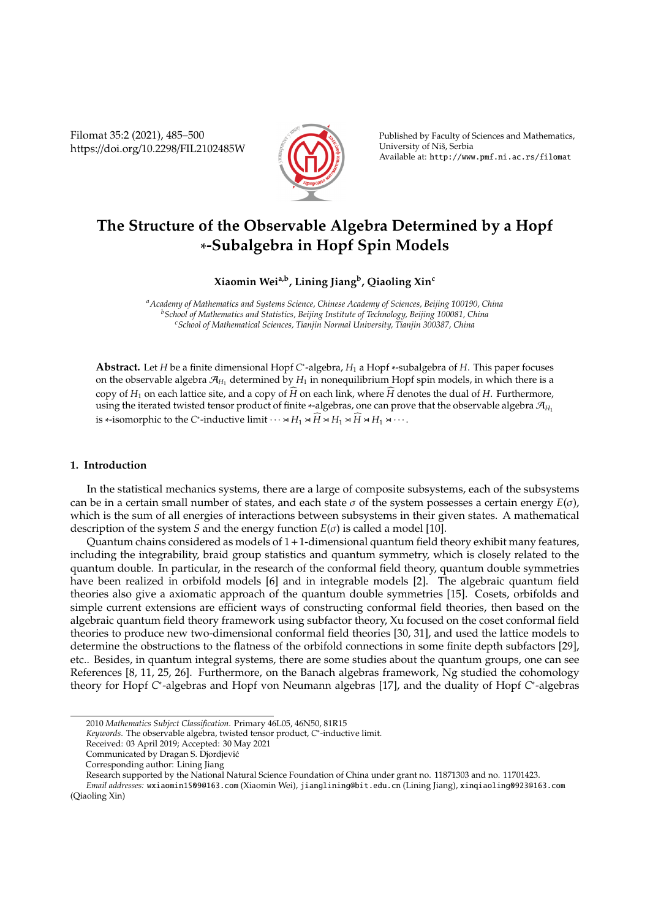# The Structure of the Observable Algebra Determined by a Hopf $*$-Subalgebra in Hopf Spin Models

**Xiaomin Wei[a,b], Lining Jiang[b], Qiaoling Xin[c]**

[a] *Academy of Mathematics and Systems Science, Chinese Academy of Sciences, Beijing 100190, China*
[b] *School of Mathematics and Statistics, Beijing Institute of Technology, Beijing 100081, China*
[c] *School of Mathematical Sciences, Tianjin Normal University, Tianjin 300387, China*

**Abstract.** Let $H$ be a finite dimensional Hopf $C^*$-algebra, $H_1$ a Hopf $*$-subalgebra of $H$. This paper focuses on the observable algebra $\mathcal{A}_{H_1}$ determined by $H_1$ in nonequilibrium Hopf spin models, in which there is a copy of $H_1$ on each lattice site, and a copy of $\widehat{H}$ on each link, where $\widehat{H}$ denotes the dual of $H$. Furthermore, using the iterated twisted tensor product of finite $*$-algebras, one can prove that the observable algebra $\mathcal{A}_{H_1}$ is $*$-isomorphic to the $C^*$-inductive limit $\cdots \rtimes H_1 \rtimes \widehat{H} \rtimes H_1 \rtimes \widehat{H} \rtimes H_1 \rtimes \cdots$.

## 1. Introduction

In the statistical mechanics systems, there are a large of composite subsystems, each of the subsystems can be in a certain small number of states, and each state $\sigma$ of the system possesses a certain energy $E(\sigma)$, which is the sum of all energies of interactions between subsystems in their given states. A mathematical description of the system $S$ and the energy function $E(\sigma)$ is called a model [10].

Quantum chains considered as models of $1+1$-dimensional quantum field theory exhibit many features, including the integrability, braid group statistics and quantum symmetry, which is closely related to the quantum double. In particular, in the research of the conformal field theory, quantum double symmetries have been realized in orbifold models [6] and in integrable models [2]. The algebraic quantum field theories also give a axiomatic approach of the quantum double symmetries [15]. Cosets, orbifolds and simple current extensions are efficient ways of constructing conformal field theories, then based on the algebraic quantum field theory framework using subfactor theory, Xu focused on the coset conformal field theories to produce new two-dimensional conformal field theories [30, 31], and used the lattice models to determine the obstructions to the flatness of the orbifold connections in some finite depth subfactors [29], etc.. Besides, in quantum integral systems, there are some studies about the quantum groups, one can see References [8, 11, 25, 26]. Furthermore, on the Banach algebras framework, Ng studied the cohomology theory for Hopf $C^*$-algebras and Hopf von Neumann algebras [17], and the duality of Hopf $C^*$-algebras

---

2010 *Mathematics Subject Classification*. Primary 46L05, 46N50, 81R15

*Keywords*. The observable algebra, twisted tensor product, $C^*$-inductive limit.

Received: 03 April 2019; Accepted: 30 May 2021

Communicated by Dragan S. Djordjević

Corresponding author: Lining Jiang

Research supported by the National Natural Science Foundation of China under grant no. 11871303 and no. 11701423.

*Email addresses:* wxiaomin1509@163.com (Xiaomin Wei), jianglining@bit.edu.cn (Lining Jiang), xinqiaoling0923@163.com (Qiaoling Xin)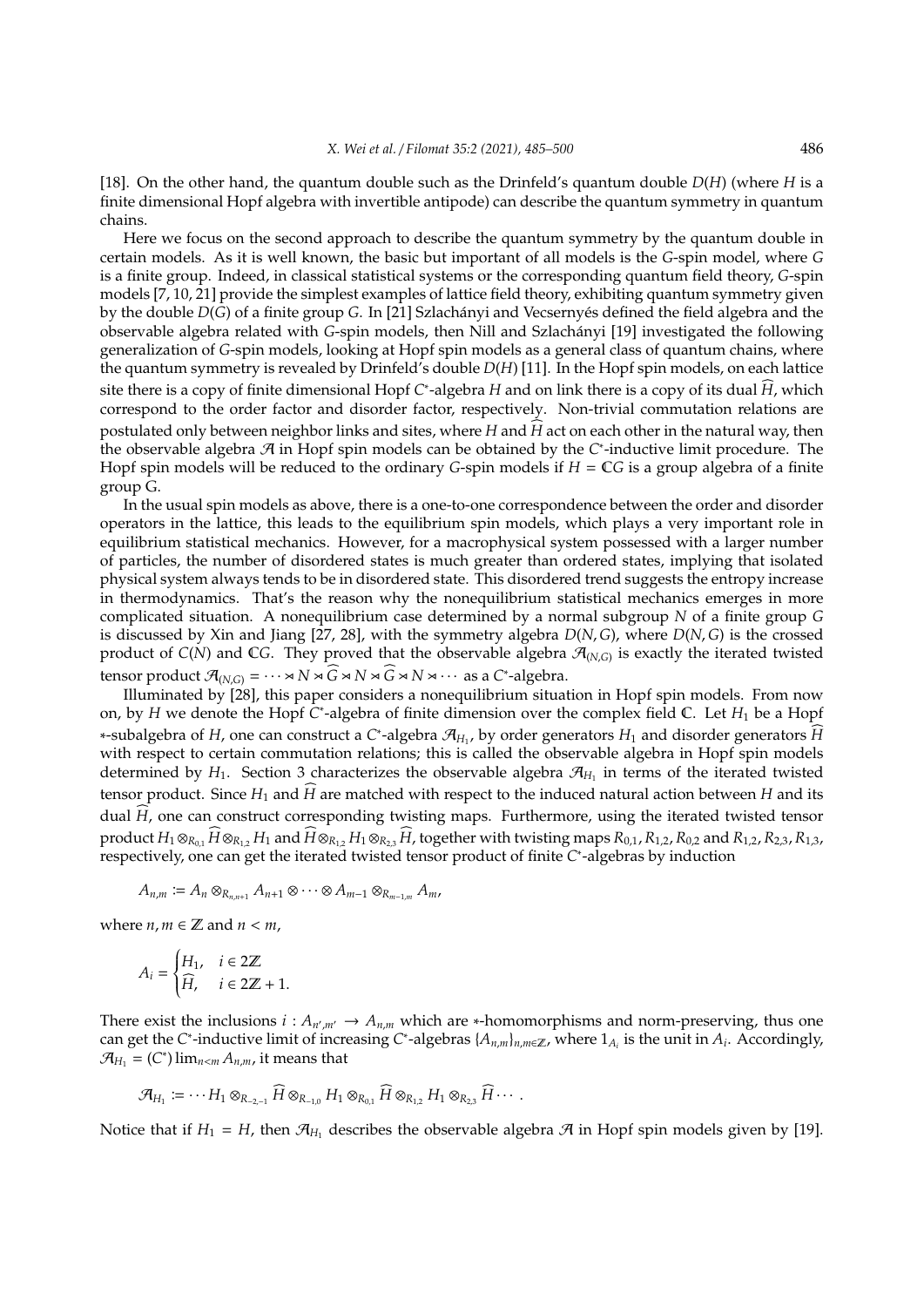[18]. On the other hand, the quantum double such as the Drinfeld's quantum double $D(H)$ (where $H$ is a finite dimensional Hopf algebra with invertible antipode) can describe the quantum symmetry in quantum chains.

Here we focus on the second approach to describe the quantum symmetry by the quantum double in certain models. As it is well known, the basic but important of all models is the $G$-spin model, where $G$ is a finite group. Indeed, in classical statistical systems or the corresponding quantum field theory, $G$-spin models [7, 10, 21] provide the simplest examples of lattice field theory, exhibiting quantum symmetry given by the double $D(G)$ of a finite group $G$. In [21] Szlachányi and Vecsernyés defined the field algebra and the observable algebra related with $G$-spin models, then Nill and Szlachányi [19] investigated the following generalization of $G$-spin models, looking at Hopf spin models as a general class of quantum chains, where the quantum symmetry is revealed by Drinfeld's double $D(H)$ [11]. In the Hopf spin models, on each lattice site there is a copy of finite dimensional Hopf $C^*$-algebra $H$ and on link there is a copy of its dual $\widehat{H}$, which correspond to the order factor and disorder factor, respectively. Non-trivial commutation relations are postulated only between neighbor links and sites, where $H$ and $\widehat{H}$ act on each other in the natural way, then the observable algebra $\mathcal{A}$ in Hopf spin models can be obtained by the $C^*$-inductive limit procedure. The Hopf spin models will be reduced to the ordinary $G$-spin models if $H = \mathbb{C}G$ is a group algebra of a finite group G.

In the usual spin models as above, there is a one-to-one correspondence between the order and disorder operators in the lattice, this leads to the equilibrium spin models, which plays a very important role in equilibrium statistical mechanics. However, for a macrophysical system possessed with a larger number of particles, the number of disordered states is much greater than ordered states, implying that isolated physical system always tends to be in disordered state. This disordered trend suggests the entropy increase in thermodynamics. That's the reason why the nonequilibrium statistical mechanics emerges in more complicated situation. A nonequilibrium case determined by a normal subgroup $N$ of a finite group $G$ is discussed by Xin and Jiang [27, 28], with the symmetry algebra $D(N, G)$, where $D(N, G)$ is the crossed product of $C(N)$ and $\mathbb{C}G$. They proved that the observable algebra $\mathcal{A}_{(N,G)}$ is exactly the iterated twisted tensor product $\mathcal{A}_{(N,G)} = \cdots \rtimes N \rtimes \widehat{G} \rtimes N \rtimes \widehat{G} \rtimes N \rtimes \cdots$ as a $C^*$-algebra.

Illuminated by [28], this paper considers a nonequilibrium situation in Hopf spin models. From now on, by $H$ we denote the Hopf $C^*$-algebra of finite dimension over the complex field $\mathbb{C}$. Let $H_1$ be a Hopf $*$-subalgebra of $H$, one can construct a $C^*$-algebra $\mathcal{A}_{H_1}$, by order generators $H_1$ and disorder generators $\widehat{H}$ with respect to certain commutation relations; this is called the observable algebra in Hopf spin models determined by $H_1$. Section 3 characterizes the observable algebra $\mathcal{A}_{H_1}$ in terms of the iterated twisted tensor product. Since $H_1$ and $\widehat{H}$ are matched with respect to the induced natural action between $H$ and its dual $\widehat{H}$, one can construct corresponding twisting maps. Furthermore, using the iterated twisted tensor product $H_1 \otimes_{R_{0,1}} \widehat{H} \otimes_{R_{1,2}} H_1$ and $\widehat{H} \otimes_{R_{1,2}} H_1 \otimes_{R_{2,3}} \widehat{H}$, together with twisting maps $R_{0,1}, R_{1,2}, R_{0,2}$ and $R_{1,2}, R_{2,3}, R_{1,3}$, respectively, one can get the iterated twisted tensor product of finite $C^*$-algebras by induction

$$A_{n,m} := A_n \otimes_{R_{n,n+1}} A_{n+1} \otimes \cdots \otimes A_{m-1} \otimes_{R_{m-1,m}} A_m,$$

where $n, m \in \mathbb{Z}$ and $n < m$,

$$A_i = \begin{cases} H_1, & i \in 2\mathbb{Z} \\ \widehat{H}, & i \in 2\mathbb{Z} + 1. \end{cases}$$

There exist the inclusions $i : A_{n',m'} \to A_{n,m}$ which are $*$-homomorphisms and norm-preserving, thus one can get the $C^*$-inductive limit of increasing $C^*$-algebras $\{A_{n,m}\}_{n,m \in \mathbb{Z}}$, where $1_{A_i}$ is the unit in $A_i$. Accordingly, $\mathcal{A}_{H_1} = (C^*) \lim_{n<m} A_{n,m}$, it means that

$$\mathcal{A}_{H_1} := \cdots H_1 \otimes_{R_{-2,-1}} \widehat{H} \otimes_{R_{-1,0}} H_1 \otimes_{R_{0,1}} \widehat{H} \otimes_{R_{1,2}} H_1 \otimes_{R_{2,3}} \widehat{H} \cdots .$$

Notice that if $H_1 = H$, then $\mathcal{A}_{H_1}$ describes the observable algebra $\mathcal{A}$ in Hopf spin models given by [19].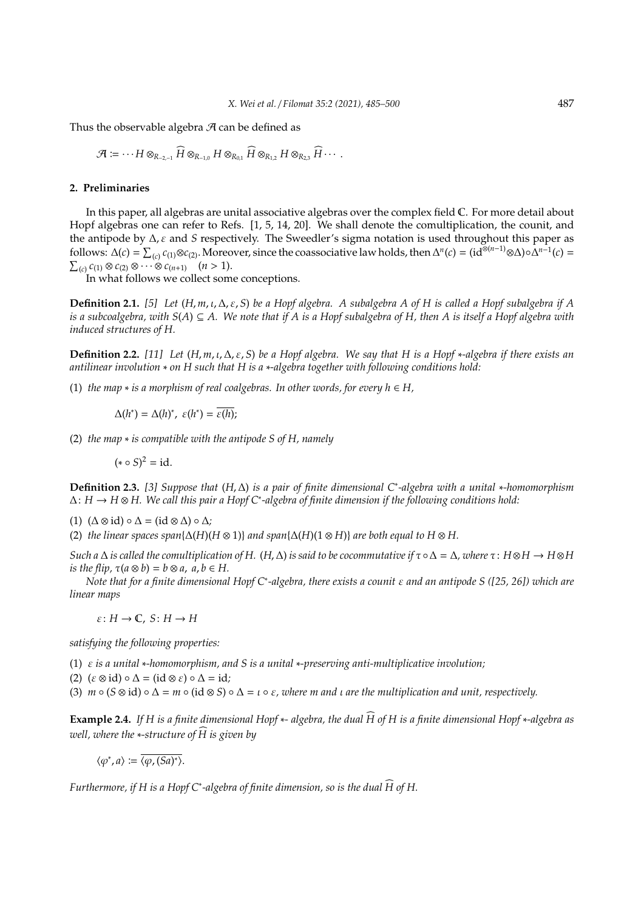Thus the observable algebra $\mathcal{A}$ can be defined as

$$\mathcal{A} := \cdots H \otimes_{R_{-2,-1}} \widehat{H} \otimes_{R_{-1,0}} H \otimes_{R_{0,1}} \widehat{H} \otimes_{R_{1,2}} H \otimes_{R_{2,3}} \widehat{H} \cdots .$$

## 2. Preliminaries

In this paper, all algebras are unital associative algebras over the complex field $\mathbb{C}$. For more detail about Hopf algebras one can refer to Refs. [1, 5, 14, 20]. We shall denote the comultiplication, the counit, and the antipode by $\Delta, \varepsilon$ and $S$ respectively. The Sweedler's sigma notation is used throughout this paper as follows: $\Delta(c) = \sum_{(c)} c_{(1)} \otimes c_{(2)}$. Moreover, since the coassociative law holds, then $\Delta^n(c) = (\mathrm{id}^{\otimes(n-1)} \otimes \Delta) \circ \Delta^{n-1}(c) = \sum_{(c)} c_{(1)} \otimes c_{(2)} \otimes \cdots \otimes c_{(n+1)} \quad (n > 1)$.

In what follows we collect some conceptions.

**Definition 2.1.** *[5] Let $(H, m, \iota, \Delta, \varepsilon, S)$ be a Hopf algebra. A subalgebra $A$ of $H$ is called a Hopf subalgebra if $A$ is a subcoalgebra, with $S(A) \subseteq A$. We note that if $A$ is a Hopf subalgebra of $H$, then $A$ is itself a Hopf algebra with induced structures of $H$.*

**Definition 2.2.** *[11] Let $(H, m, \iota, \Delta, \varepsilon, S)$ be a Hopf algebra. We say that $H$ is a Hopf $*$-algebra if there exists an antilinear involution $*$ on $H$ such that $H$ is a $*$-algebra together with following conditions hold:*

(1) *the map $*$ is a morphism of real coalgebras. In other words, for every $h \in H$,*

$$\Delta(h^*) = \Delta(h)^*, \ \varepsilon(h^*) = \overline{\varepsilon(h)};$$

(2) *the map $*$ is compatible with the antipode $S$ of $H$, namely*

$$(* \circ S)^2 = \mathrm{id}.$$

**Definition 2.3.** *[3] Suppose that $(H, \Delta)$ is a pair of finite dimensional $C^*$-algebra with a unital $*$-homomorphism $\Delta \colon H \to H \otimes H$. We call this pair a Hopf $C^*$-algebra of finite dimension if the following conditions hold:*

(1) *$(\Delta \otimes \mathrm{id}) \circ \Delta = (\mathrm{id} \otimes \Delta) \circ \Delta$;*

(2) *the linear spaces span$\{\Delta(H)(H \otimes 1)\}$ and span$\{\Delta(H)(1 \otimes H)\}$ are both equal to $H \otimes H$.*

*Such a $\Delta$ is called the comultiplication of $H$. $(H, \Delta)$ is said to be cocommutative if $\tau \circ \Delta = \Delta$, where $\tau \colon H \otimes H \to H \otimes H$ is the flip, $\tau(a \otimes b) = b \otimes a$, $a, b \in H$.*

*Note that for a finite dimensional Hopf $C^*$-algebra, there exists a counit $\varepsilon$ and an antipode $S$ ([25, 26]) which are linear maps*

$$\varepsilon \colon H \to \mathbb{C}, \ S \colon H \to H$$

*satisfying the following properties:*

(1) *$\varepsilon$ is a unital $*$-homomorphism, and $S$ is a unital $*$-preserving anti-multiplicative involution;*

(2) *$(\varepsilon \otimes \mathrm{id}) \circ \Delta = (\mathrm{id} \otimes \varepsilon) \circ \Delta = \mathrm{id}$;*

(3) *$m \circ (S \otimes \mathrm{id}) \circ \Delta = m \circ (\mathrm{id} \otimes S) \circ \Delta = \iota \circ \varepsilon$, where $m$ and $\iota$ are the multiplication and unit, respectively.*

**Example 2.4.** *If $H$ is a finite dimensional Hopf $*$- algebra, the dual $\widehat{H}$ of $H$ is a finite dimensional Hopf $*$-algebra as well, where the $*$-structure of $\widehat{H}$ is given by*

$$\langle \varphi^*, a \rangle := \overline{\langle \varphi, (Sa)^* \rangle}.$$

*Furthermore, if $H$ is a Hopf $C^*$-algebra of finite dimension, so is the dual $\widehat{H}$ of $H$.*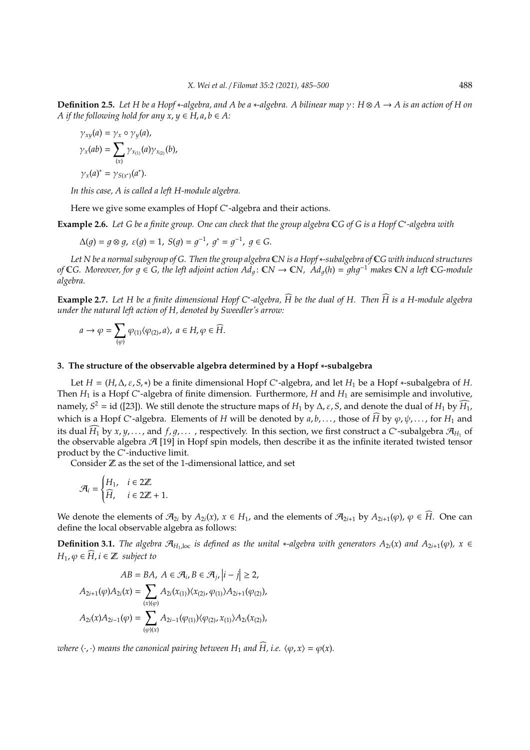**Definition 2.5.** *Let $H$ be a Hopf $*$-algebra, and $A$ be a $*$-algebra. A bilinear map $\gamma\colon H\otimes A\to A$ is an action of $H$ on $A$ if the following hold for any $x,y\in H, a,b\in A$:*

$$\gamma_{xy}(a)=\gamma_x\circ\gamma_y(a),$$

$$\gamma_x(ab)=\sum_{(x)}\gamma_{x_{(1)}}(a)\gamma_{x_{(2)}}(b),$$

$$\gamma_x(a)^*=\gamma_{S(x^*)}(a^*).$$

*In this case, $A$ is called a left $H$-module algebra.*

Here we give some examples of Hopf $C^*$-algebra and their actions.

**Example 2.6.** *Let $G$ be a finite group. One can check that the group algebra $\mathbb{C}G$ of $G$ is a Hopf $C^*$-algebra with*

$$\Delta(g)=g\otimes g,\ \varepsilon(g)=1,\ S(g)=g^{-1},\ g^*=g^{-1},\ g\in G.$$

*Let $N$ be a normal subgroup of $G$. Then the group algebra $\mathbb{C}N$ is a Hopf $*$-subalgebra of $\mathbb{C}G$ with induced structures of $\mathbb{C}G$. Moreover, for $g\in G$, the left adjoint action $Ad_g\colon \mathbb{C}N\to\mathbb{C}N$, $Ad_g(h)=ghg^{-1}$ makes $\mathbb{C}N$ a left $\mathbb{C}G$-module algebra.*

**Example 2.7.** *Let $H$ be a finite dimensional Hopf $C^*$-algebra, $\widehat{H}$ be the dual of $H$. Then $\widehat{H}$ is a $H$-module algebra under the natural left action of $H$, denoted by Sweedler's arrow:*

$$a\rightarrow\varphi=\sum_{(\varphi)}\varphi_{(1)}\langle\varphi_{(2)},a\rangle,\ a\in H,\varphi\in\widehat{H}.$$

## 3. The structure of the observable algebra determined by a Hopf $*$-subalgebra

Let $H=(H,\Delta,\varepsilon,S,*)$ be a finite dimensional Hopf $C^*$-algebra, and let $H_1$ be a Hopf $*$-subalgebra of $H$. Then $H_1$ is a Hopf $C^*$-algebra of finite dimension. Furthermore, $H$ and $H_1$ are semisimple and involutive, namely, $S^2=\mathrm{id}$ ([23]). We still denote the structure maps of $H_1$ by $\Delta,\varepsilon,S$, and denote the dual of $H_1$ by $\widehat{H_1}$, which is a Hopf $C^*$-algebra. Elements of $H$ will be denoted by $a,b,\ldots$, those of $\widehat{H}$ by $\varphi,\psi,\ldots$, for $H_1$ and its dual $\widehat{H_1}$ by $x,y,\ldots$, and $f,g,\ldots$, respectively. In this section, we first construct a $C^*$-subalgebra $\mathcal{A}_{H_1}$ of the observable algebra $\mathcal{A}$ [19] in Hopf spin models, then describe it as the infinite iterated twisted tensor product by the $C^*$-inductive limit.

Consider $\mathbb{Z}$ as the set of the 1-dimensional lattice, and set

$$\mathcal{A}_i=\begin{cases}H_1, & i\in 2\mathbb{Z}\\ \widehat{H}, & i\in 2\mathbb{Z}+1.\end{cases}$$

We denote the elements of $\mathcal{A}_{2i}$ by $A_{2i}(x)$, $x\in H_1$, and the elements of $\mathcal{A}_{2i+1}$ by $A_{2i+1}(\varphi)$, $\varphi\in\widehat{H}$. One can define the local observable algebra as follows:

**Definition 3.1.** *The algebra $\mathcal{A}_{H_1,\mathrm{loc}}$ is defined as the unital $*$-algebra with generators $A_{2i}(x)$ and $A_{2i+1}(\varphi)$, $x\in H_1,\varphi\in\widehat{H}, i\in\mathbb{Z}$ subject to*

$$AB=BA,\ A\in\mathcal{A}_i, B\in\mathcal{A}_j, \left|i-j\right|\geq 2,$$

$$A_{2i+1}(\varphi)A_{2i}(x)=\sum_{(x)(\varphi)}A_{2i}(x_{(1)})\langle x_{(2)},\varphi_{(1)}\rangle A_{2i+1}(\varphi_{(2)}),$$

$$A_{2i}(x)A_{2i-1}(\varphi)=\sum_{(\varphi)(x)}A_{2i-1}(\varphi_{(1)})\langle\varphi_{(2)},x_{(1)}\rangle A_{2i}(x_{(2)}),$$

*where $\langle\cdot,\cdot\rangle$ means the canonical pairing between $H_1$ and $\widehat{H}$, i.e. $\langle\varphi,x\rangle=\varphi(x)$.*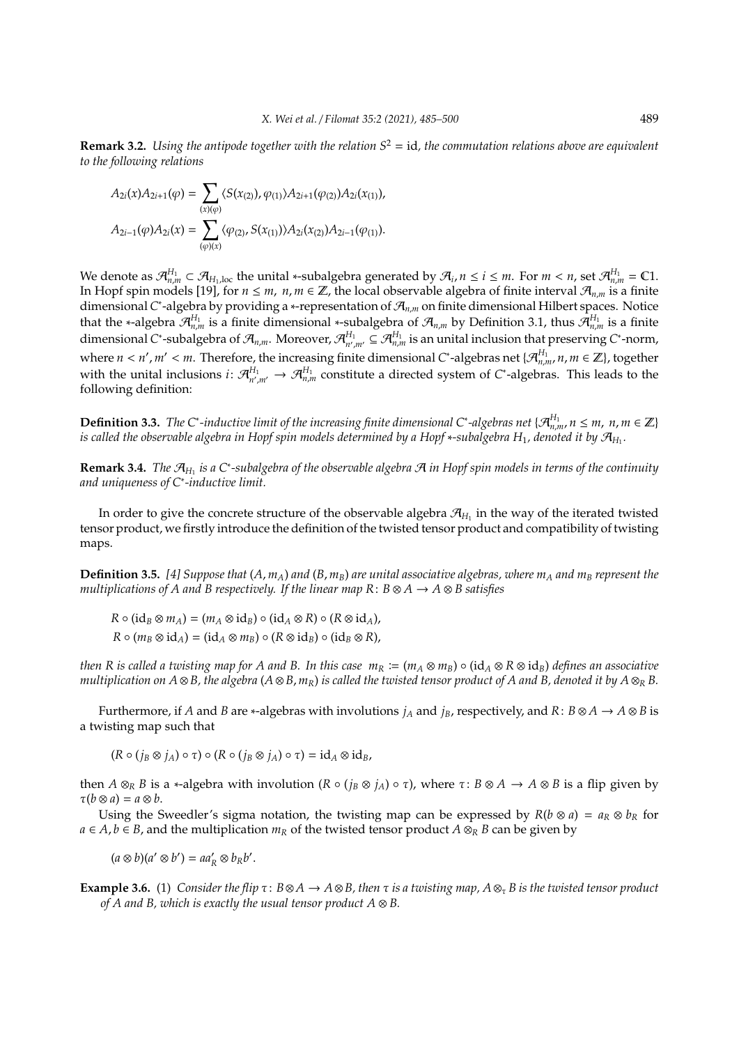**Remark 3.2.** *Using the antipode together with the relation $S^2 = \mathrm{id}$, the commutation relations above are equivalent to the following relations*

$$A_{2i}(x)A_{2i+1}(\varphi) = \sum_{(x)(\varphi)} \langle S(x_{(2)}), \varphi_{(1)} \rangle A_{2i+1}(\varphi_{(2)}) A_{2i}(x_{(1)}),$$

$$A_{2i-1}(\varphi)A_{2i}(x) = \sum_{(\varphi)(x)} \langle \varphi_{(2)}, S(x_{(1)}) \rangle A_{2i}(x_{(2)}) A_{2i-1}(\varphi_{(1)}).$$

We denote as $\mathcal{A}^{H_1}_{n,m} \subset \mathcal{A}_{H_1,\mathrm{loc}}$ the unital $*$-subalgebra generated by $\mathcal{A}_i, n \leq i \leq m$. For $m < n$, set $\mathcal{A}^{H_1}_{n,m} = \mathbb{C}1$. In Hopf spin models [19], for $n \leq m$, $n, m \in \mathbb{Z}$, the local observable algebra of finite interval $\mathcal{A}_{n,m}$ is a finite dimensional $C^*$-algebra by providing a $*$-representation of $\mathcal{A}_{n,m}$ on finite dimensional Hilbert spaces. Notice that the $*$-algebra $\mathcal{A}^{H_1}_{n,m}$ is a finite dimensional $*$-subalgebra of $\mathcal{A}_{n,m}$ by Definition 3.1, thus $\mathcal{A}^{H_1}_{n,m}$ is a finite dimensional $C^*$-subalgebra of $\mathcal{A}_{n,m}$. Moreover, $\mathcal{A}^{H_1}_{n',m'} \subseteq \mathcal{A}^{H_1}_{n,m}$ is an unital inclusion that preserving $C^*$-norm, where $n < n', m' < m$. Therefore, the increasing finite dimensional $C^*$-algebras net $\{\mathcal{A}^{H_1}_{n,m}, n, m \in \mathbb{Z}\}$, together with the unital inclusions $i \colon \mathcal{A}^{H_1}_{n',m'} \to \mathcal{A}^{H_1}_{n,m}$ constitute a directed system of $C^*$-algebras. This leads to the following definition:

**Definition 3.3.** *The $C^*$-inductive limit of the increasing finite dimensional $C^*$-algebras net $\{\mathcal{A}^{H_1}_{n,m}, n \leq m,\ n, m \in \mathbb{Z}\}$ is called the observable algebra in Hopf spin models determined by a Hopf $*$-subalgebra $H_1$, denoted it by $\mathcal{A}_{H_1}$.*

**Remark 3.4.** *The $\mathcal{A}_{H_1}$ is a $C^*$-subalgebra of the observable algebra $\mathcal{A}$ in Hopf spin models in terms of the continuity and uniqueness of $C^*$-inductive limit.*

In order to give the concrete structure of the observable algebra $\mathcal{A}_{H_1}$ in the way of the iterated twisted tensor product, we firstly introduce the definition of the twisted tensor product and compatibility of twisting maps.

**Definition 3.5.** *[4] Suppose that $(A, m_A)$ and $(B, m_B)$ are unital associative algebras, where $m_A$ and $m_B$ represent the multiplications of $A$ and $B$ respectively. If the linear map $R \colon B \otimes A \to A \otimes B$ satisfies*

$$R \circ (\mathrm{id}_B \otimes m_A) = (m_A \otimes \mathrm{id}_B) \circ (\mathrm{id}_A \otimes R) \circ (R \otimes \mathrm{id}_A),$$
$$R \circ (m_B \otimes \mathrm{id}_A) = (\mathrm{id}_A \otimes m_B) \circ (R \otimes \mathrm{id}_B) \circ (\mathrm{id}_B \otimes R),$$

*then $R$ is called a twisting map for $A$ and $B$. In this case $m_R := (m_A \otimes m_B) \circ (\mathrm{id}_A \otimes R \otimes \mathrm{id}_B)$ defines an associative multiplication on $A \otimes B$, the algebra $(A \otimes B, m_R)$ is called the twisted tensor product of $A$ and $B$, denoted it by $A \otimes_R B$.*

Furthermore, if $A$ and $B$ are $*$-algebras with involutions $j_A$ and $j_B$, respectively, and $R \colon B \otimes A \to A \otimes B$ is a twisting map such that

$$(R \circ (j_B \otimes j_A) \circ \tau) \circ (R \circ (j_B \otimes j_A) \circ \tau) = \mathrm{id}_A \otimes \mathrm{id}_B,$$

then $A \otimes_R B$ is a $*$-algebra with involution $(R \circ (j_B \otimes j_A) \circ \tau)$, where $\tau \colon B \otimes A \to A \otimes B$ is a flip given by $\tau(b \otimes a) = a \otimes b$.

Using the Sweedler's sigma notation, the twisting map can be expressed by $R(b \otimes a) = a_R \otimes b_R$ for $a \in A, b \in B$, and the multiplication $m_R$ of the twisted tensor product $A \otimes_R B$ can be given by

$$(a \otimes b)(a' \otimes b') = aa'_R \otimes b_R b'.$$

**Example 3.6.** (1) *Consider the flip $\tau \colon B \otimes A \to A \otimes B$, then $\tau$ is a twisting map, $A \otimes_\tau B$ is the twisted tensor product of $A$ and $B$, which is exactly the usual tensor product $A \otimes B$.*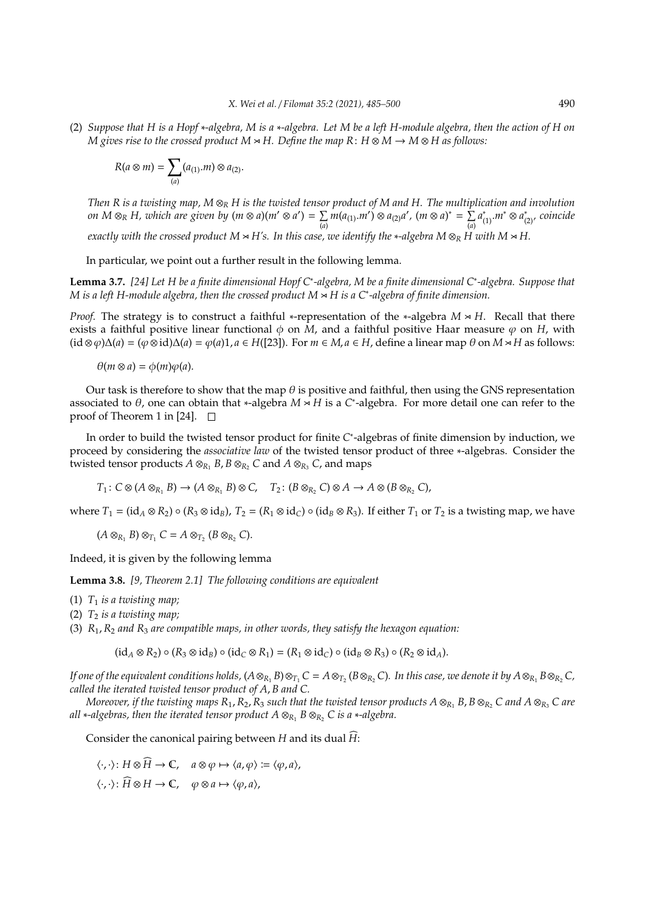(2) *Suppose that $H$ is a Hopf $*$-algebra, $M$ is a $*$-algebra. Let $M$ be a left $H$-module algebra, then the action of $H$ on $M$ gives rise to the crossed product $M \rtimes H$. Define the map $R\colon H \otimes M \to M \otimes H$ as follows:*

$$R(a \otimes m) = \sum_{(a)} (a_{(1)}.m) \otimes a_{(2)}.$$

*Then $R$ is a twisting map, $M \otimes_R H$ is the twisted tensor product of $M$ and $H$. The multiplication and involution on $M \otimes_R H$, which are given by $(m \otimes a)(m' \otimes a') = \sum_{(a)} m(a_{(1)}.m') \otimes a_{(2)}a'$, $(m \otimes a)^* = \sum_{(a)} a^*_{(1)}.m^* \otimes a^*_{(2)}$, coincide exactly with the crossed product $M \rtimes H$'s. In this case, we identify the $*$-algebra $M \otimes_R H$ with $M \rtimes H$.*

In particular, we point out a further result in the following lemma.

**Lemma 3.7.** *[24] Let $H$ be a finite dimensional Hopf $C^*$-algebra, $M$ be a finite dimensional $C^*$-algebra. Suppose that $M$ is a left $H$-module algebra, then the crossed product $M \rtimes H$ is a $C^*$-algebra of finite dimension.*

*Proof.* The strategy is to construct a faithful $*$-representation of the $*$-algebra $M \rtimes H$. Recall that there exists a faithful positive linear functional $\phi$ on $M$, and a faithful positive Haar measure $\varphi$ on $H$, with $(\mathrm{id} \otimes \varphi)\Delta(a) = (\varphi \otimes \mathrm{id})\Delta(a) = \varphi(a)1, a \in H$([23]). For $m \in M, a \in H$, define a linear map $\theta$ on $M \rtimes H$ as follows:

$$\theta(m \otimes a) = \phi(m)\varphi(a).$$

Our task is therefore to show that the map $\theta$ is positive and faithful, then using the GNS representation associated to $\theta$, one can obtain that $*$-algebra $M \rtimes H$ is a $C^*$-algebra. For more detail one can refer to the proof of Theorem 1 in [24]. □

In order to build the twisted tensor product for finite $C^*$-algebras of finite dimension by induction, we proceed by considering the *associative law* of the twisted tensor product of three $*$-algebras. Consider the twisted tensor products $A \otimes_{R_1} B, B \otimes_{R_2} C$ and $A \otimes_{R_3} C$, and maps

$$T_1 \colon C \otimes (A \otimes_{R_1} B) \to (A \otimes_{R_1} B) \otimes C, \quad T_2 \colon (B \otimes_{R_2} C) \otimes A \to A \otimes (B \otimes_{R_2} C),$$

where $T_1 = (\mathrm{id}_A \otimes R_2) \circ (R_3 \otimes \mathrm{id}_B)$, $T_2 = (R_1 \otimes \mathrm{id}_C) \circ (\mathrm{id}_B \otimes R_3)$. If either $T_1$ or $T_2$ is a twisting map, we have

$$(A \otimes_{R_1} B) \otimes_{T_1} C = A \otimes_{T_2} (B \otimes_{R_2} C).$$

Indeed, it is given by the following lemma

**Lemma 3.8.** *[9, Theorem 2.1] The following conditions are equivalent*

(1) *$T_1$ is a twisting map;*

(2) *$T_2$ is a twisting map;*

(3) *$R_1, R_2$ and $R_3$ are compatible maps, in other words, they satisfy the hexagon equation:*

$$(\mathrm{id}_A \otimes R_2) \circ (R_3 \otimes \mathrm{id}_B) \circ (\mathrm{id}_C \otimes R_1) = (R_1 \otimes \mathrm{id}_C) \circ (\mathrm{id}_B \otimes R_3) \circ (R_2 \otimes \mathrm{id}_A).$$

*If one of the equivalent conditions holds, $(A \otimes_{R_1} B) \otimes_{T_1} C = A \otimes_{T_2} (B \otimes_{R_2} C)$. In this case, we denote it by $A \otimes_{R_1} B \otimes_{R_2} C$, called the iterated twisted tensor product of $A, B$ and $C$.*

*Moreover, if the twisting maps $R_1, R_2, R_3$ such that the twisted tensor products $A \otimes_{R_1} B, B \otimes_{R_2} C$ and $A \otimes_{R_3} C$ are all $*$-algebras, then the iterated tensor product $A \otimes_{R_1} B \otimes_{R_2} C$ is a $*$-algebra.*

Consider the canonical pairing between $H$ and its dual $\widehat{H}$:

$$\langle \cdot, \cdot \rangle \colon H \otimes \widehat{H} \to \mathbb{C}, \quad a \otimes \varphi \mapsto \langle a, \varphi \rangle := \langle \varphi, a \rangle,$$

$$\langle \cdot, \cdot \rangle \colon \widehat{H} \otimes H \to \mathbb{C}, \quad \varphi \otimes a \mapsto \langle \varphi, a \rangle,$$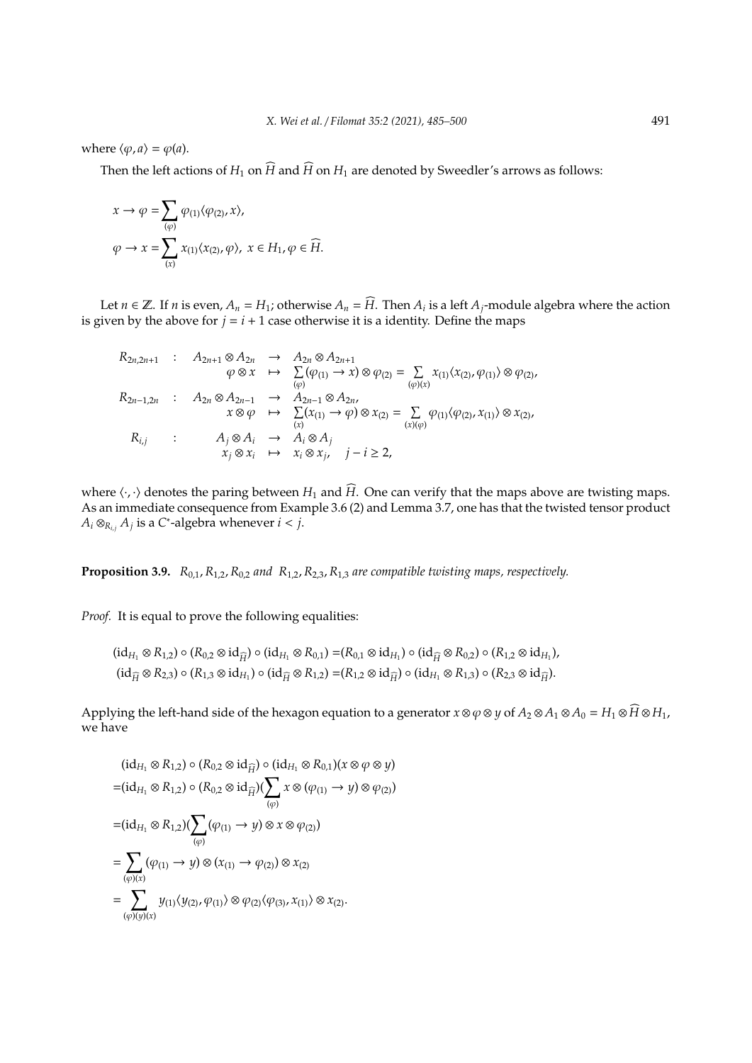where $\langle \varphi, a \rangle = \varphi(a)$.

Then the left actions of $H_1$ on $\widehat{H}$ and $\widehat{H}$ on $H_1$ are denoted by Sweedler's arrows as follows:

$$x \to \varphi = \sum_{(\varphi)} \varphi_{(1)} \langle \varphi_{(2)}, x \rangle,$$
$$\varphi \to x = \sum_{(x)} x_{(1)} \langle x_{(2)}, \varphi \rangle, \ x \in H_1, \varphi \in \widehat{H}.$$

Let $n \in \mathbb{Z}$. If $n$ is even, $A_n = H_1$; otherwise $A_n = \widehat{H}$. Then $A_i$ is a left $A_j$-module algebra where the action is given by the above for $j = i + 1$ case otherwise it is a identity. Define the maps

$$\begin{array}{rcrcl}
R_{2n,2n+1} & : & A_{2n+1} \otimes A_{2n} & \to & A_{2n} \otimes A_{2n+1} \\
& & \varphi \otimes x & \mapsto & \sum\limits_{(\varphi)} (\varphi_{(1)} \to x) \otimes \varphi_{(2)} = \sum\limits_{(\varphi)(x)} x_{(1)} \langle x_{(2)}, \varphi_{(1)} \rangle \otimes \varphi_{(2)}, \\
R_{2n-1,2n} & : & A_{2n} \otimes A_{2n-1} & \to & A_{2n-1} \otimes A_{2n}, \\
& & x \otimes \varphi & \mapsto & \sum\limits_{(x)} (x_{(1)} \to \varphi) \otimes x_{(2)} = \sum\limits_{(x)(\varphi)} \varphi_{(1)} \langle \varphi_{(2)}, x_{(1)} \rangle \otimes x_{(2)}, \\
R_{i,j} & : & A_j \otimes A_i & \to & A_i \otimes A_j \\
& & x_j \otimes x_i & \mapsto & x_i \otimes x_j, \quad j - i \geq 2,
\end{array}$$

where $\langle \cdot, \cdot \rangle$ denotes the paring between $H_1$ and $\widehat{H}$. One can verify that the maps above are twisting maps. As an immediate consequence from Example 3.6 (2) and Lemma 3.7, one has that the twisted tensor product $A_i \otimes_{R_{i,j}} A_j$ is a $C^*$-algebra whenever $i < j$.

**Proposition 3.9.** *$R_{0,1}, R_{1,2}, R_{0,2}$ and $R_{1,2}, R_{2,3}, R_{1,3}$ are compatible twisting maps, respectively.*

*Proof.* It is equal to prove the following equalities:

$$(\mathrm{id}_{H_1} \otimes R_{1,2}) \circ (R_{0,2} \otimes \mathrm{id}_{\widehat{H}}) \circ (\mathrm{id}_{H_1} \otimes R_{0,1}) = (R_{0,1} \otimes \mathrm{id}_{H_1}) \circ (\mathrm{id}_{\widehat{H}} \otimes R_{0,2}) \circ (R_{1,2} \otimes \mathrm{id}_{H_1}),$$
$$(\mathrm{id}_{\widehat{H}} \otimes R_{2,3}) \circ (R_{1,3} \otimes \mathrm{id}_{H_1}) \circ (\mathrm{id}_{\widehat{H}} \otimes R_{1,2}) = (R_{1,2} \otimes \mathrm{id}_{\widehat{H}}) \circ (\mathrm{id}_{H_1} \otimes R_{1,3}) \circ (R_{2,3} \otimes \mathrm{id}_{\widehat{H}}).$$

Applying the left-hand side of the hexagon equation to a generator $x \otimes \varphi \otimes y$ of $A_2 \otimes A_1 \otimes A_0 = H_1 \otimes \widehat{H} \otimes H_1$, we have

$$\begin{aligned}
&(\mathrm{id}_{H_1} \otimes R_{1,2}) \circ (R_{0,2} \otimes \mathrm{id}_{\widehat{H}}) \circ (\mathrm{id}_{H_1} \otimes R_{0,1})(x \otimes \varphi \otimes y) \\
=&(\mathrm{id}_{H_1} \otimes R_{1,2}) \circ (R_{0,2} \otimes \mathrm{id}_{\widehat{H}})\Big(\sum_{(\varphi)} x \otimes (\varphi_{(1)} \to y) \otimes \varphi_{(2)}\Big) \\
=&(\mathrm{id}_{H_1} \otimes R_{1,2})\Big(\sum_{(\varphi)} (\varphi_{(1)} \to y) \otimes x \otimes \varphi_{(2)}\Big) \\
=& \sum_{(\varphi)(x)} (\varphi_{(1)} \to y) \otimes (x_{(1)} \to \varphi_{(2)}) \otimes x_{(2)} \\
=& \sum_{(\varphi)(y)(x)} y_{(1)} \langle y_{(2)}, \varphi_{(1)} \rangle \otimes \varphi_{(2)} \langle \varphi_{(3)}, x_{(1)} \rangle \otimes x_{(2)}.
\end{aligned}$$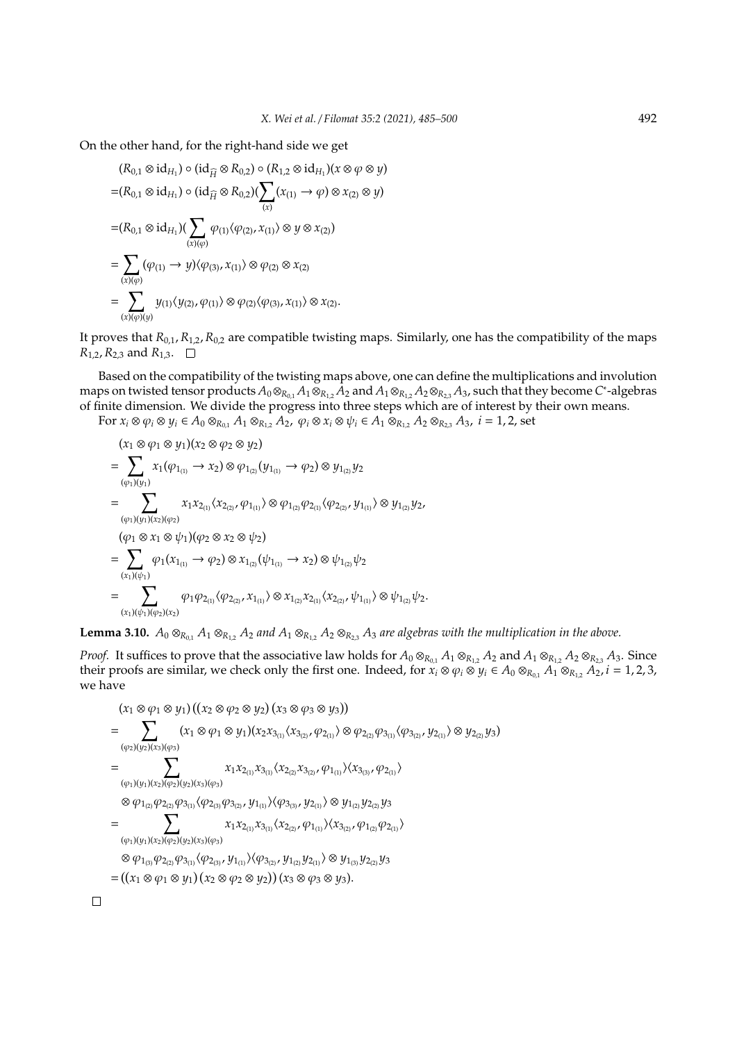On the other hand, for the right-hand side we get

$$
\begin{aligned}
&(R_{0,1} \otimes \mathrm{id}_{H_1}) \circ (\mathrm{id}_{\widehat{H}} \otimes R_{0,2}) \circ (R_{1,2} \otimes \mathrm{id}_{H_1})(x \otimes \varphi \otimes y) \\
=&(R_{0,1} \otimes \mathrm{id}_{H_1}) \circ (\mathrm{id}_{\widehat{H}} \otimes R_{0,2})(\sum_{(x)} (x_{(1)} \to \varphi) \otimes x_{(2)} \otimes y) \\
=&(R_{0,1} \otimes \mathrm{id}_{H_1})(\sum_{(x)(\varphi)} \varphi_{(1)} \langle \varphi_{(2)}, x_{(1)} \rangle \otimes y \otimes x_{(2)}) \\
=&\sum_{(x)(\varphi)} (\varphi_{(1)} \to y) \langle \varphi_{(3)}, x_{(1)} \rangle \otimes \varphi_{(2)} \otimes x_{(2)} \\
=&\sum_{(x)(\varphi)(y)} y_{(1)} \langle y_{(2)}, \varphi_{(1)} \rangle \otimes \varphi_{(2)} \langle \varphi_{(3)}, x_{(1)} \rangle \otimes x_{(2)}.
\end{aligned}
$$

It proves that $R_{0,1}, R_{1,2}, R_{0,2}$ are compatible twisting maps. Similarly, one has the compatibility of the maps $R_{1,2}, R_{2,3}$ and $R_{1,3}$. $\square$

Based on the compatibility of the twisting maps above, one can define the multiplications and involution maps on twisted tensor products $A_0 \otimes_{R_{0,1}} A_1 \otimes_{R_{1,2}} A_2$ and $A_1 \otimes_{R_{1,2}} A_2 \otimes_{R_{2,3}} A_3$, such that they become $C^*$-algebras of finite dimension. We divide the progress into three steps which are of interest by their own means.

For $x_i \otimes \varphi_i \otimes y_i \in A_0 \otimes_{R_{0,1}} A_1 \otimes_{R_{1,2}} A_2,\ \varphi_i \otimes x_i \otimes \psi_i \in A_1 \otimes_{R_{1,2}} A_2 \otimes_{R_{2,3}} A_3,\ i = 1, 2$, set

$$
\begin{aligned}
&(x_1 \otimes \varphi_1 \otimes y_1)(x_2 \otimes \varphi_2 \otimes y_2) \\
=&\sum_{(\varphi_1)(y_1)} x_1(\varphi_{1_{(1)}} \to x_2) \otimes \varphi_{1_{(2)}}(y_{1_{(1)}} \to \varphi_2) \otimes y_{1_{(2)}} y_2 \\
=&\sum_{(\varphi_1)(y_1)(x_2)(\varphi_2)} x_1 x_{2_{(1)}} \langle x_{2_{(2)}}, \varphi_{1_{(1)}} \rangle \otimes \varphi_{1_{(2)}} \varphi_{2_{(1)}} \langle \varphi_{2_{(2)}}, y_{1_{(1)}} \rangle \otimes y_{1_{(2)}} y_2, \\
&(\varphi_1 \otimes x_1 \otimes \psi_1)(\varphi_2 \otimes x_2 \otimes \psi_2) \\
=&\sum_{(x_1)(\psi_1)} \varphi_1(x_{1_{(1)}} \to \varphi_2) \otimes x_{1_{(2)}}(\psi_{1_{(1)}} \to x_2) \otimes \psi_{1_{(2)}} \psi_2 \\
=&\sum_{(x_1)(\psi_1)(\varphi_2)(x_2)} \varphi_1 \varphi_{2_{(1)}} \langle \varphi_{2_{(2)}}, x_{1_{(1)}} \rangle \otimes x_{1_{(2)}} x_{2_{(1)}} \langle x_{2_{(2)}}, \psi_{1_{(1)}} \rangle \otimes \psi_{1_{(2)}} \psi_2.
\end{aligned}
$$

**Lemma 3.10.** *$A_0 \otimes_{R_{0,1}} A_1 \otimes_{R_{1,2}} A_2$ and $A_1 \otimes_{R_{1,2}} A_2 \otimes_{R_{2,3}} A_3$ are algebras with the multiplication in the above.*

*Proof.* It suffices to prove that the associative law holds for $A_0 \otimes_{R_{0,1}} A_1 \otimes_{R_{1,2}} A_2$ and $A_1 \otimes_{R_{1,2}} A_2 \otimes_{R_{2,3}} A_3$. Since their proofs are similar, we check only the first one. Indeed, for $x_i \otimes \varphi_i \otimes y_i \in A_0 \otimes_{R_{0,1}} A_1 \otimes_{R_{1,2}} A_2, i = 1, 2, 3$, we have

$$
\begin{aligned}
&(x_1 \otimes \varphi_1 \otimes y_1)\left((x_2 \otimes \varphi_2 \otimes y_2)(x_3 \otimes \varphi_3 \otimes y_3)\right) \\
=&\sum_{(\varphi_2)(y_2)(x_3)(\varphi_3)} (x_1 \otimes \varphi_1 \otimes y_1)(x_2 x_{3_{(1)}} \langle x_{3_{(2)}}, \varphi_{2_{(1)}} \rangle \otimes \varphi_{2_{(2)}} \varphi_{3_{(1)}} \langle \varphi_{3_{(2)}}, y_{2_{(1)}} \rangle \otimes y_{2_{(2)}} y_3) \\
=&\sum_{(\varphi_1)(y_1)(x_2)(\varphi_2)(y_2)(x_3)(\varphi_3)} x_1 x_{2_{(1)}} x_{3_{(1)}} \langle x_{2_{(2)}} x_{3_{(2)}}, \varphi_{1_{(1)}} \rangle \langle x_{3_{(3)}}, \varphi_{2_{(1)}} \rangle \\
&\otimes \varphi_{1_{(2)}} \varphi_{2_{(2)}} \varphi_{3_{(1)}} \langle \varphi_{2_{(3)}} \varphi_{3_{(2)}}, y_{1_{(1)}} \rangle \langle \varphi_{3_{(3)}}, y_{2_{(1)}} \rangle \otimes y_{1_{(2)}} y_{2_{(2)}} y_3 \\
=&\sum_{(\varphi_1)(y_1)(x_2)(\varphi_2)(y_2)(x_3)(\varphi_3)} x_1 x_{2_{(1)}} x_{3_{(1)}} \langle x_{2_{(2)}}, \varphi_{1_{(1)}} \rangle \langle x_{3_{(2)}}, \varphi_{1_{(2)}} \varphi_{2_{(1)}} \rangle \\
&\otimes \varphi_{1_{(3)}} \varphi_{2_{(2)}} \varphi_{3_{(1)}} \langle \varphi_{2_{(3)}}, y_{1_{(1)}} \rangle \langle \varphi_{3_{(2)}}, y_{1_{(2)}} y_{2_{(1)}} \rangle \otimes y_{1_{(3)}} y_{2_{(2)}} y_3 \\
=&\left((x_1 \otimes \varphi_1 \otimes y_1)(x_2 \otimes \varphi_2 \otimes y_2)\right)(x_3 \otimes \varphi_3 \otimes y_3).
\end{aligned}
$$

$\square$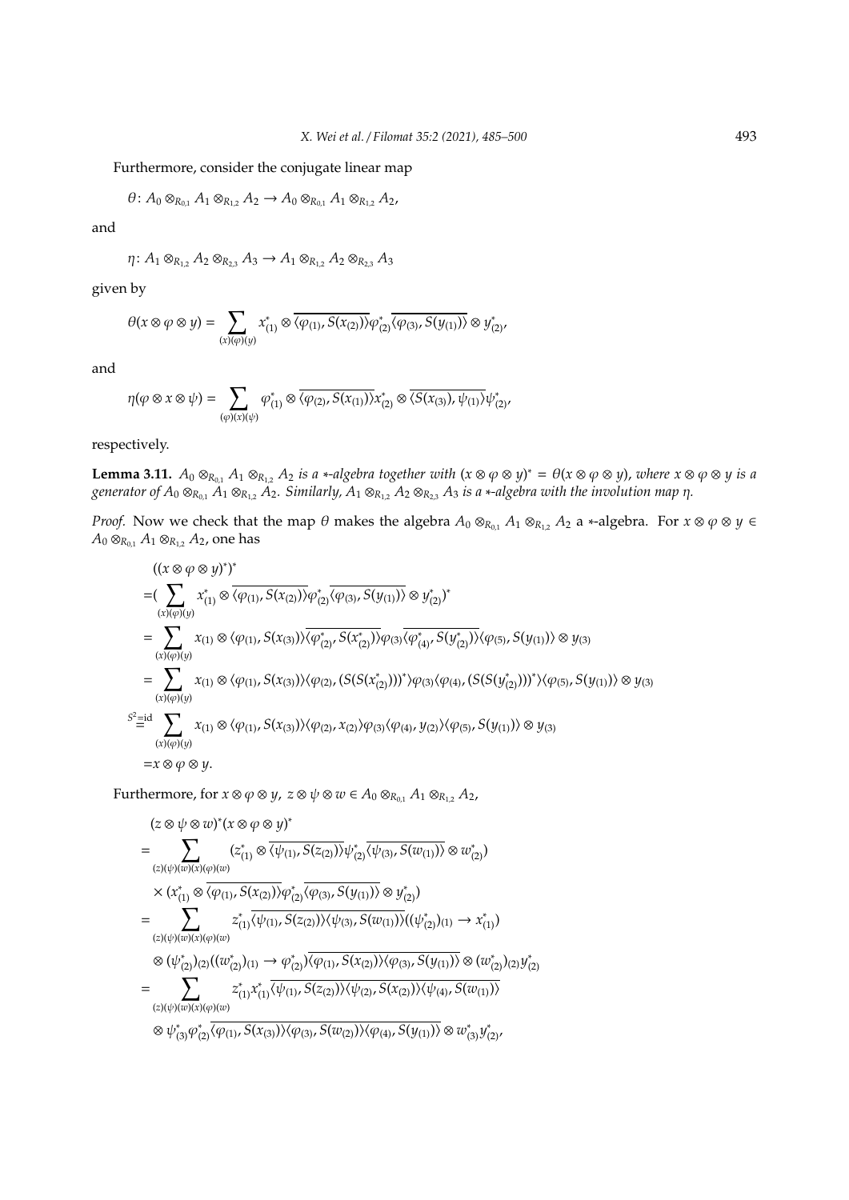Furthermore, consider the conjugate linear map

$$\theta\colon A_0 \otimes_{R_{0,1}} A_1 \otimes_{R_{1,2}} A_2 \to A_0 \otimes_{R_{0,1}} A_1 \otimes_{R_{1,2}} A_2,$$

and

$$\eta\colon A_1 \otimes_{R_{1,2}} A_2 \otimes_{R_{2,3}} A_3 \to A_1 \otimes_{R_{1,2}} A_2 \otimes_{R_{2,3}} A_3$$

given by

$$\theta(x \otimes \varphi \otimes y) = \sum_{(x)(\varphi)(y)} x^*_{(1)} \otimes \overline{\langle \varphi_{(1)}, S(x_{(2)})\rangle} \varphi^*_{(2)} \overline{\langle \varphi_{(3)}, S(y_{(1)})\rangle} \otimes y^*_{(2)},$$

and

$$\eta(\varphi \otimes x \otimes \psi) = \sum_{(\varphi)(x)(\psi)} \varphi^*_{(1)} \otimes \overline{\langle \varphi_{(2)}, S(x_{(1)})\rangle} x^*_{(2)} \otimes \overline{\langle S(x_{(3)}), \psi_{(1)}\rangle} \psi^*_{(2)},$$

respectively.

**Lemma 3.11.** *$A_0 \otimes_{R_{0,1}} A_1 \otimes_{R_{1,2}} A_2$ is a $*$-algebra together with $(x \otimes \varphi \otimes y)^* = \theta(x \otimes \varphi \otimes y)$, where $x \otimes \varphi \otimes y$ is a generator of $A_0 \otimes_{R_{0,1}} A_1 \otimes_{R_{1,2}} A_2$. Similarly, $A_1 \otimes_{R_{1,2}} A_2 \otimes_{R_{2,3}} A_3$ is a $*$-algebra with the involution map $\eta$.*

*Proof.* Now we check that the map $\theta$ makes the algebra $A_0 \otimes_{R_{0,1}} A_1 \otimes_{R_{1,2}} A_2$ a $*$-algebra. For $x \otimes \varphi \otimes y \in A_0 \otimes_{R_{0,1}} A_1 \otimes_{R_{1,2}} A_2$, one has

$$\begin{aligned}
&((x \otimes \varphi \otimes y)^*)^* \\
=&\Big(\sum_{(x)(\varphi)(y)} x^*_{(1)} \otimes \overline{\langle \varphi_{(1)}, S(x_{(2)})\rangle} \varphi^*_{(2)} \overline{\langle \varphi_{(3)}, S(y_{(1)})\rangle} \otimes y^*_{(2)}\Big)^* \\
=& \sum_{(x)(\varphi)(y)} x_{(1)} \otimes \langle \varphi_{(1)}, S(x_{(3)})\rangle \overline{\langle \varphi^*_{(2)}, S(x^*_{(2)})\rangle} \varphi_{(3)} \overline{\langle \varphi^*_{(4)}, S(y^*_{(2)})\rangle} \langle \varphi_{(5)}, S(y_{(1)})\rangle \otimes y_{(3)} \\
=& \sum_{(x)(\varphi)(y)} x_{(1)} \otimes \langle \varphi_{(1)}, S(x_{(3)})\rangle \langle \varphi_{(2)}, (S(S(x^*_{(2)})))^*\rangle \varphi_{(3)} \langle \varphi_{(4)}, (S(S(y^*_{(2)})))^*\rangle \langle \varphi_{(5)}, S(y_{(1)})\rangle \otimes y_{(3)} \\
\overset{S^2=\mathrm{id}}{=}& \sum_{(x)(\varphi)(y)} x_{(1)} \otimes \langle \varphi_{(1)}, S(x_{(3)})\rangle \langle \varphi_{(2)}, x_{(2)}\rangle \varphi_{(3)} \langle \varphi_{(4)}, y_{(2)}\rangle \langle \varphi_{(5)}, S(y_{(1)})\rangle \otimes y_{(3)} \\
=& x \otimes \varphi \otimes y.
\end{aligned}$$

Furthermore, for $x \otimes \varphi \otimes y,\ z \otimes \psi \otimes w \in A_0 \otimes_{R_{0,1}} A_1 \otimes_{R_{1,2}} A_2$,

$$\begin{aligned}
&(z \otimes \psi \otimes w)^*(x \otimes \varphi \otimes y)^* \\
=& \sum_{(z)(\psi)(w)(x)(\varphi)(w)} (z^*_{(1)} \otimes \overline{\langle \psi_{(1)}, S(z_{(2)})\rangle} \psi^*_{(2)} \overline{\langle \psi_{(3)}, S(w_{(1)})\rangle} \otimes w^*_{(2)}) \\
&\times (x^*_{(1)} \otimes \overline{\langle \varphi_{(1)}, S(x_{(2)})\rangle} \varphi^*_{(2)} \overline{\langle \varphi_{(3)}, S(y_{(1)})\rangle} \otimes y^*_{(2)}) \\
=& \sum_{(z)(\psi)(w)(x)(\varphi)(w)} z^*_{(1)} \overline{\langle \psi_{(1)}, S(z_{(2)})\rangle \langle \psi_{(3)}, S(w_{(1)})\rangle} ((\psi^*_{(2)})_{(1)} \rightharpoonup x^*_{(1)}) \\
&\otimes (\psi^*_{(2)})_{(2)} ((w^*_{(2)})_{(1)} \rightharpoonup \varphi^*_{(2)}) \overline{\langle \varphi_{(1)}, S(x_{(2)})\rangle \langle \varphi_{(3)}, S(y_{(1)})\rangle} \otimes (w^*_{(2)})_{(2)} y^*_{(2)} \\
=& \sum_{(z)(\psi)(w)(x)(\varphi)(w)} z^*_{(1)} x^*_{(1)} \overline{\langle \psi_{(1)}, S(z_{(2)})\rangle \langle \psi_{(2)}, S(x_{(2)})\rangle \langle \psi_{(4)}, S(w_{(1)})\rangle} \\
&\otimes \psi^*_{(3)} \varphi^*_{(2)} \overline{\langle \varphi_{(1)}, S(x_{(3)})\rangle \langle \varphi_{(3)}, S(w_{(2)})\rangle \langle \varphi_{(4)}, S(y_{(1)})\rangle} \otimes w^*_{(3)} y^*_{(2)},
\end{aligned}$$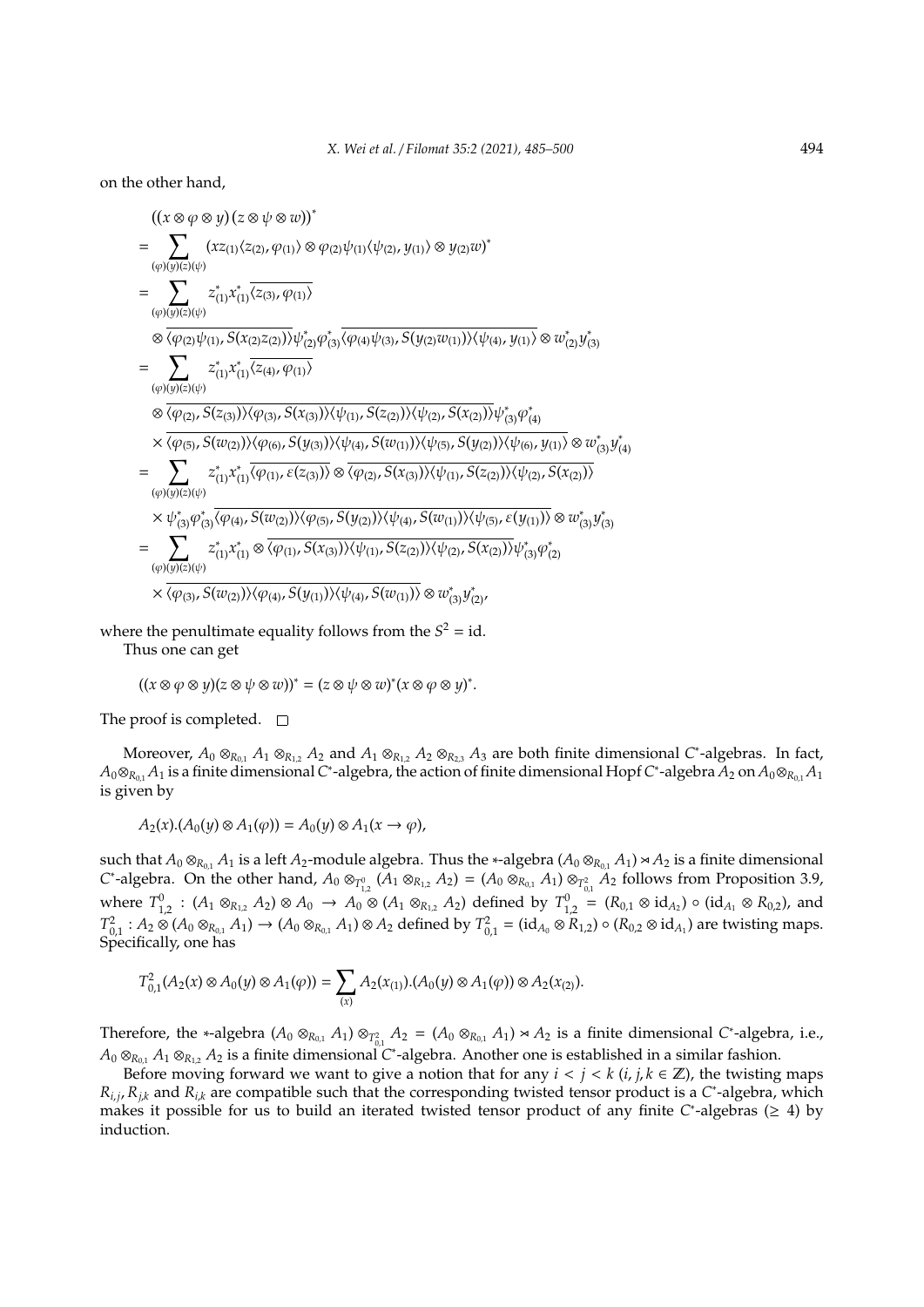on the other hand,

$$
\begin{aligned}
&((x\otimes\varphi\otimes y)(z\otimes\psi\otimes w))^* \\
=& \sum_{(\varphi)(y)(z)(\psi)} (xz_{(1)}\langle z_{(2)},\varphi_{(1)}\rangle\otimes\varphi_{(2)}\psi_{(1)}\langle\psi_{(2)},y_{(1)}\rangle\otimes y_{(2)}w)^* \\
=& \sum_{(\varphi)(y)(z)(\psi)} z^*_{(1)}x^*_{(1)}\overline{\langle z_{(3)},\varphi_{(1)}\rangle} \\
&\otimes\overline{\langle\varphi_{(2)}\psi_{(1)},S(x_{(2)}z_{(2)})\rangle}\psi^*_{(2)}\varphi^*_{(3)}\overline{\langle\varphi_{(4)}\psi_{(3)},S(y_{(2)}w_{(1)})\rangle\langle\psi_{(4)},y_{(1)}\rangle}\otimes w^*_{(2)}y^*_{(3)} \\
=& \sum_{(\varphi)(y)(z)(\psi)} z^*_{(1)}x^*_{(1)}\overline{\langle z_{(4)},\varphi_{(1)}\rangle} \\
&\otimes\overline{\langle\varphi_{(2)},S(z_{(3)})\rangle\langle\varphi_{(3)},S(x_{(3)})\rangle\langle\psi_{(1)},S(z_{(2)})\rangle\langle\psi_{(2)},S(x_{(2)})\rangle}\psi^*_{(3)}\varphi^*_{(4)} \\
&\times\overline{\langle\varphi_{(5)},S(w_{(2)})\rangle\langle\varphi_{(6)},S(y_{(3)})\rangle\langle\psi_{(4)},S(w_{(1)})\rangle\langle\psi_{(5)},S(y_{(2)})\rangle\langle\psi_{(6)},y_{(1)}\rangle}\otimes w^*_{(3)}y^*_{(4)} \\
=& \sum_{(\varphi)(y)(z)(\psi)} z^*_{(1)}x^*_{(1)}\overline{\langle\varphi_{(1)},\varepsilon(z_{(3)})\rangle}\otimes\overline{\langle\varphi_{(2)},S(x_{(3)})\rangle\langle\psi_{(1)},S(z_{(2)})\rangle\langle\psi_{(2)},S(x_{(2)})\rangle} \\
&\times\psi^*_{(3)}\varphi^*_{(3)}\overline{\langle\varphi_{(4)},S(w_{(2)})\rangle\langle\varphi_{(5)},S(y_{(2)})\rangle\langle\psi_{(4)},S(w_{(1)})\rangle\langle\psi_{(5)},\varepsilon(y_{(1)})\rangle}\otimes w^*_{(3)}y^*_{(3)} \\
=& \sum_{(\varphi)(y)(z)(\psi)} z^*_{(1)}x^*_{(1)}\otimes\overline{\langle\varphi_{(1)},S(x_{(3)})\rangle\langle\psi_{(1)},S(z_{(2)})\rangle\langle\psi_{(2)},S(x_{(2)})\rangle}\psi^*_{(3)}\varphi^*_{(2)} \\
&\times\overline{\langle\varphi_{(3)},S(w_{(2)})\rangle\langle\varphi_{(4)},S(y_{(1)})\rangle\langle\psi_{(4)},S(w_{(1)})\rangle}\otimes w^*_{(3)}y^*_{(2)},
\end{aligned}
$$

where the penultimate equality follows from the $S^2=\mathrm{id}$.

Thus one can get

$$((x\otimes\varphi\otimes y)(z\otimes\psi\otimes w))^* = (z\otimes\psi\otimes w)^*(x\otimes\varphi\otimes y)^*.$$

The proof is completed. □

Moreover, $A_0\otimes_{R_{0,1}}A_1\otimes_{R_{1,2}}A_2$ and $A_1\otimes_{R_{1,2}}A_2\otimes_{R_{2,3}}A_3$ are both finite dimensional $C^*$-algebras. In fact, $A_0\otimes_{R_{0,1}}A_1$ is a finite dimensional $C^*$-algebra, the action of finite dimensional Hopf $C^*$-algebra $A_2$ on $A_0\otimes_{R_{0,1}}A_1$ is given by

$$A_2(x).(A_0(y)\otimes A_1(\varphi)) = A_0(y)\otimes A_1(x\rightarrow\varphi),$$

such that $A_0\otimes_{R_{0,1}}A_1$ is a left $A_2$-module algebra. Thus the $*$-algebra $(A_0\otimes_{R_{0,1}}A_1)\rtimes A_2$ is a finite dimensional $C^*$-algebra. On the other hand, $A_0\otimes_{T^0_{1,2}}(A_1\otimes_{R_{1,2}}A_2) = (A_0\otimes_{R_{0,1}}A_1)\otimes_{T^2_{0,1}}A_2$ follows from Proposition 3.9, where $T^0_{1,2}:(A_1\otimes_{R_{1,2}}A_2)\otimes A_0\to A_0\otimes(A_1\otimes_{R_{1,2}}A_2)$ defined by $T^0_{1,2}=(R_{0,1}\otimes\mathrm{id}_{A_2})\circ(\mathrm{id}_{A_1}\otimes R_{0,2})$, and $T^2_{0,1}:A_2\otimes(A_0\otimes_{R_{0,1}}A_1)\to(A_0\otimes_{R_{0,1}}A_1)\otimes A_2$ defined by $T^2_{0,1}=(\mathrm{id}_{A_0}\otimes R_{1,2})\circ(R_{0,2}\otimes\mathrm{id}_{A_1})$ are twisting maps. Specifically, one has

$$T^2_{0,1}(A_2(x)\otimes A_0(y)\otimes A_1(\varphi)) = \sum_{(x)}A_2(x_{(1)}).(A_0(y)\otimes A_1(\varphi))\otimes A_2(x_{(2)}).$$

Therefore, the $*$-algebra $(A_0\otimes_{R_{0,1}}A_1)\otimes_{T^2_{0,1}}A_2 = (A_0\otimes_{R_{0,1}}A_1)\rtimes A_2$ is a finite dimensional $C^*$-algebra, i.e., $A_0\otimes_{R_{0,1}}A_1\otimes_{R_{1,2}}A_2$ is a finite dimensional $C^*$-algebra. Another one is established in a similar fashion.

Before moving forward we want to give a notion that for any $i<j<k$ ($i,j,k\in\mathbb{Z}$), the twisting maps $R_{i,j}$, $R_{j,k}$ and $R_{i,k}$ are compatible such that the corresponding twisted tensor product is a $C^*$-algebra, which makes it possible for us to build an iterated twisted tensor product of any finite $C^*$-algebras ($\geq 4$) by induction.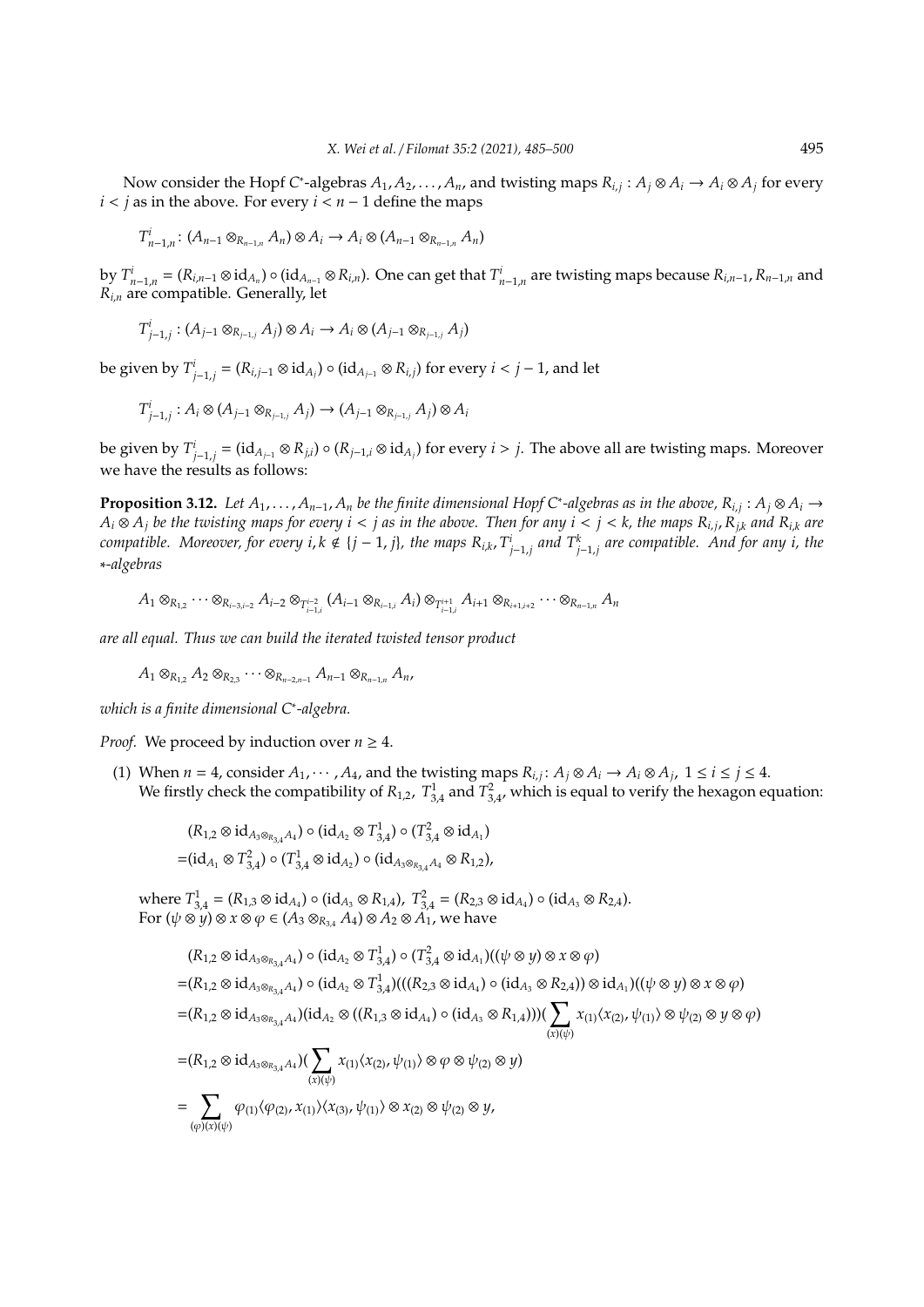Now consider the Hopf $C^*$-algebras $A_1, A_2, \ldots, A_n$, and twisting maps $R_{i,j} : A_j \otimes A_i \to A_i \otimes A_j$ for every $i < j$ as in the above. For every $i < n-1$ define the maps

$$T^i_{n-1,n} : (A_{n-1} \otimes_{R_{n-1,n}} A_n) \otimes A_i \to A_i \otimes (A_{n-1} \otimes_{R_{n-1,n}} A_n)$$

by $T^i_{n-1,n} = (R_{i,n-1} \otimes \mathrm{id}_{A_n}) \circ (\mathrm{id}_{A_{n-1}} \otimes R_{i,n})$. One can get that $T^i_{n-1,n}$ are twisting maps because $R_{i,n-1}, R_{n-1,n}$ and $R_{i,n}$ are compatible. Generally, let

$$T^i_{j-1,j} : (A_{j-1} \otimes_{R_{j-1,j}} A_j) \otimes A_i \to A_i \otimes (A_{j-1} \otimes_{R_{j-1,j}} A_j)$$

be given by $T^i_{j-1,j} = (R_{i,j-1} \otimes \mathrm{id}_{A_j}) \circ (\mathrm{id}_{A_{j-1}} \otimes R_{i,j})$ for every $i < j-1$, and let

$$T^i_{j-1,j} : A_i \otimes (A_{j-1} \otimes_{R_{j-1,j}} A_j) \to (A_{j-1} \otimes_{R_{j-1,j}} A_j) \otimes A_i$$

be given by $T^i_{j-1,j} = (\mathrm{id}_{A_{j-1}} \otimes R_{j,i}) \circ (R_{j-1,i} \otimes \mathrm{id}_{A_j})$ for every $i > j$. The above all are twisting maps. Moreover we have the results as follows:

**Proposition 3.12.** *Let $A_1, \ldots, A_{n-1}, A_n$ be the finite dimensional Hopf $C^*$-algebras as in the above, $R_{i,j} : A_j \otimes A_i \to A_i \otimes A_j$ be the twisting maps for every $i < j$ as in the above. Then for any $i < j < k$, the maps $R_{i,j}, R_{j,k}$ and $R_{i,k}$ are compatible. Moreover, for every $i, k \notin \{j-1, j\}$, the maps $R_{i,k}, T^i_{j-1,j}$ and $T^k_{j-1,j}$ are compatible. And for any $i$, the $*$-algebras*

$$A_1 \otimes_{R_{1,2}} \cdots \otimes_{R_{i-3,i-2}} A_{i-2} \otimes_{T^{i-2}_{i-1,i}} (A_{i-1} \otimes_{R_{i-1,i}} A_i) \otimes_{T^{i+1}_{i-1,i}} A_{i+1} \otimes_{R_{i+1,i+2}} \cdots \otimes_{R_{n-1,n}} A_n$$

*are all equal. Thus we can build the iterated twisted tensor product*

$$A_1 \otimes_{R_{1,2}} A_2 \otimes_{R_{2,3}} \cdots \otimes_{R_{n-2,n-1}} A_{n-1} \otimes_{R_{n-1,n}} A_n,$$

*which is a finite dimensional $C^*$-algebra.*

*Proof.* We proceed by induction over $n \geq 4$.

(1) When $n = 4$, consider $A_1, \cdots, A_4$, and the twisting maps $R_{i,j} : A_j \otimes A_i \to A_i \otimes A_j$, $1 \leq i \leq j \leq 4$. We firstly check the compatibility of $R_{1,2}$, $T^1_{3,4}$ and $T^2_{3,4}$, which is equal to verify the hexagon equation:

$$\begin{aligned}
&(R_{1,2} \otimes \mathrm{id}_{A_3 \otimes_{R_{3,4}} A_4}) \circ (\mathrm{id}_{A_2} \otimes T^1_{3,4}) \circ (T^2_{3,4} \otimes \mathrm{id}_{A_1}) \\
=&(\mathrm{id}_{A_1} \otimes T^2_{3,4}) \circ (T^1_{3,4} \otimes \mathrm{id}_{A_2}) \circ (\mathrm{id}_{A_3 \otimes_{R_{3,4}} A_4} \otimes R_{1,2}),
\end{aligned}$$

where $T^1_{3,4} = (R_{1,3} \otimes \mathrm{id}_{A_4}) \circ (\mathrm{id}_{A_3} \otimes R_{1,4})$, $T^2_{3,4} = (R_{2,3} \otimes \mathrm{id}_{A_4}) \circ (\mathrm{id}_{A_3} \otimes R_{2,4})$.
For $(\psi \otimes y) \otimes x \otimes \varphi \in (A_3 \otimes_{R_{3,4}} A_4) \otimes A_2 \otimes A_1$, we have

$$\begin{aligned}
&(R_{1,2} \otimes \mathrm{id}_{A_3 \otimes_{R_{3,4}} A_4}) \circ (\mathrm{id}_{A_2} \otimes T^1_{3,4}) \circ (T^2_{3,4} \otimes \mathrm{id}_{A_1})((\psi \otimes y) \otimes x \otimes \varphi) \\
=&(R_{1,2} \otimes \mathrm{id}_{A_3 \otimes_{R_{3,4}} A_4}) \circ (\mathrm{id}_{A_2} \otimes T^1_{3,4})(((R_{2,3} \otimes \mathrm{id}_{A_4}) \circ (\mathrm{id}_{A_3} \otimes R_{2,4})) \otimes \mathrm{id}_{A_1})((\psi \otimes y) \otimes x \otimes \varphi) \\
=&(R_{1,2} \otimes \mathrm{id}_{A_3 \otimes_{R_{3,4}} A_4})(\mathrm{id}_{A_2} \otimes ((R_{1,3} \otimes \mathrm{id}_{A_4}) \circ (\mathrm{id}_{A_3} \otimes R_{1,4})))(\sum_{(x)(\psi)} x_{(1)} \langle x_{(2)}, \psi_{(1)} \rangle \otimes \psi_{(2)} \otimes y \otimes \varphi) \\
=&(R_{1,2} \otimes \mathrm{id}_{A_3 \otimes_{R_{3,4}} A_4})(\sum_{(x)(\psi)} x_{(1)} \langle x_{(2)}, \psi_{(1)} \rangle \otimes \varphi \otimes \psi_{(2)} \otimes y) \\
=& \sum_{(\varphi)(x)(\psi)} \varphi_{(1)} \langle \varphi_{(2)}, x_{(1)} \rangle \langle x_{(3)}, \psi_{(1)} \rangle \otimes x_{(2)} \otimes \psi_{(2)} \otimes y,
\end{aligned}$$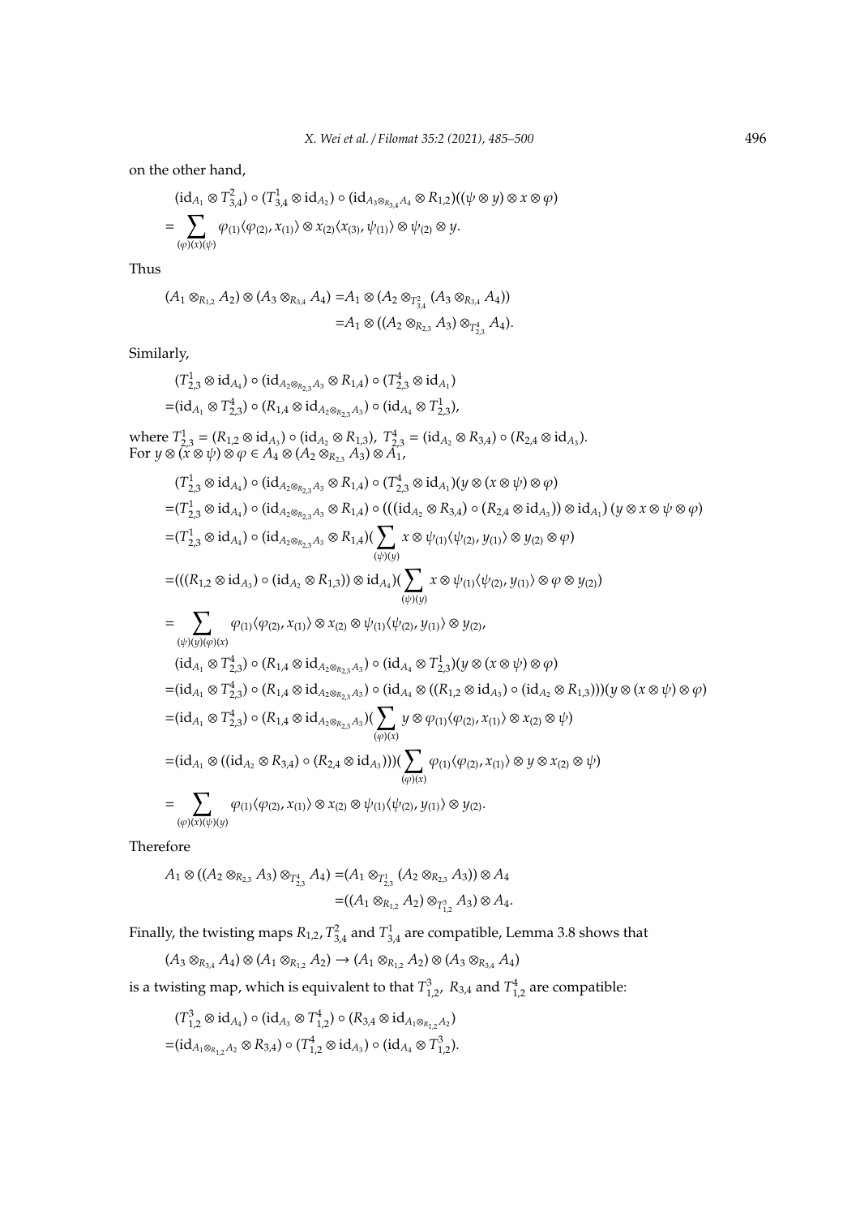on the other hand,

$$
\begin{aligned}
&(\mathrm{id}_{A_1} \otimes T^2_{3,4}) \circ (T^1_{3,4} \otimes \mathrm{id}_{A_2}) \circ (\mathrm{id}_{A_3 \otimes_{R_{3,4}} A_4} \otimes R_{1,2})((\psi \otimes y) \otimes x \otimes \varphi) \\
=& \sum_{(\varphi)(x)(\psi)} \varphi_{(1)} \langle \varphi_{(2)}, x_{(1)} \rangle \otimes x_{(2)} \langle x_{(3)}, \psi_{(1)} \rangle \otimes \psi_{(2)} \otimes y.
\end{aligned}
$$

Thus

$$
\begin{aligned}
(A_1 \otimes_{R_{1,2}} A_2) \otimes (A_3 \otimes_{R_{3,4}} A_4) =& A_1 \otimes (A_2 \otimes_{T^2_{3,4}} (A_3 \otimes_{R_{3,4}} A_4)) \\
=& A_1 \otimes ((A_2 \otimes_{R_{2,3}} A_3) \otimes_{T^4_{2,3}} A_4).
\end{aligned}
$$

Similarly,

$$
\begin{aligned}
&(T^1_{2,3} \otimes \mathrm{id}_{A_4}) \circ (\mathrm{id}_{A_2 \otimes_{R_{2,3}} A_3} \otimes R_{1,4}) \circ (T^4_{2,3} \otimes \mathrm{id}_{A_1}) \\
=&(\mathrm{id}_{A_1} \otimes T^4_{2,3}) \circ (R_{1,4} \otimes \mathrm{id}_{A_2 \otimes_{R_{2,3}} A_3}) \circ (\mathrm{id}_{A_4} \otimes T^1_{2,3}),
\end{aligned}
$$

where $T^1_{2,3} = (R_{1,2} \otimes \mathrm{id}_{A_3}) \circ (\mathrm{id}_{A_2} \otimes R_{1,3})$, $T^4_{2,3} = (\mathrm{id}_{A_2} \otimes R_{3,4}) \circ (R_{2,4} \otimes \mathrm{id}_{A_3})$.
For $y \otimes (x \otimes \psi) \otimes \varphi \in A_4 \otimes (A_2 \otimes_{R_{2,3}} A_3) \otimes A_1$,

$$
\begin{aligned}
&(T^1_{2,3} \otimes \mathrm{id}_{A_4}) \circ (\mathrm{id}_{A_2 \otimes_{R_{2,3}} A_3} \otimes R_{1,4}) \circ (T^4_{2,3} \otimes \mathrm{id}_{A_1})(y \otimes (x \otimes \psi) \otimes \varphi) \\
=&(T^1_{2,3} \otimes \mathrm{id}_{A_4}) \circ (\mathrm{id}_{A_2 \otimes_{R_{2,3}} A_3} \otimes R_{1,4}) \circ (((\mathrm{id}_{A_2} \otimes R_{3,4}) \circ (R_{2,4} \otimes \mathrm{id}_{A_3})) \otimes \mathrm{id}_{A_1})\,(y \otimes x \otimes \psi \otimes \varphi) \\
=&(T^1_{2,3} \otimes \mathrm{id}_{A_4}) \circ (\mathrm{id}_{A_2 \otimes_{R_{2,3}} A_3} \otimes R_{1,4})(\sum_{(\psi)(y)} x \otimes \psi_{(1)} \langle \psi_{(2)}, y_{(1)} \rangle \otimes y_{(2)} \otimes \varphi) \\
=&(((R_{1,2} \otimes \mathrm{id}_{A_3}) \circ (\mathrm{id}_{A_2} \otimes R_{1,3})) \otimes \mathrm{id}_{A_4})(\sum_{(\psi)(y)} x \otimes \psi_{(1)} \langle \psi_{(2)}, y_{(1)} \rangle \otimes \varphi \otimes y_{(2)}) \\
=& \sum_{(\psi)(y)(\varphi)(x)} \varphi_{(1)} \langle \varphi_{(2)}, x_{(1)} \rangle \otimes x_{(2)} \otimes \psi_{(1)} \langle \psi_{(2)}, y_{(1)} \rangle \otimes y_{(2)}, \\
&(\mathrm{id}_{A_1} \otimes T^4_{2,3}) \circ (R_{1,4} \otimes \mathrm{id}_{A_2 \otimes_{R_{2,3}} A_3}) \circ (\mathrm{id}_{A_4} \otimes T^1_{2,3})(y \otimes (x \otimes \psi) \otimes \varphi) \\
=&(\mathrm{id}_{A_1} \otimes T^4_{2,3}) \circ (R_{1,4} \otimes \mathrm{id}_{A_2 \otimes_{R_{2,3}} A_3}) \circ (\mathrm{id}_{A_4} \otimes ((R_{1,2} \otimes \mathrm{id}_{A_3}) \circ (\mathrm{id}_{A_2} \otimes R_{1,3})))(y \otimes (x \otimes \psi) \otimes \varphi) \\
=&(\mathrm{id}_{A_1} \otimes T^4_{2,3}) \circ (R_{1,4} \otimes \mathrm{id}_{A_2 \otimes_{R_{2,3}} A_3})(\sum_{(\varphi)(x)} y \otimes \varphi_{(1)} \langle \varphi_{(2)}, x_{(1)} \rangle \otimes x_{(2)} \otimes \psi) \\
=&(\mathrm{id}_{A_1} \otimes ((\mathrm{id}_{A_2} \otimes R_{3,4}) \circ (R_{2,4} \otimes \mathrm{id}_{A_3})))(\sum_{(\varphi)(x)} \varphi_{(1)} \langle \varphi_{(2)}, x_{(1)} \rangle \otimes y \otimes x_{(2)} \otimes \psi) \\
=& \sum_{(\varphi)(x)(\psi)(y)} \varphi_{(1)} \langle \varphi_{(2)}, x_{(1)} \rangle \otimes x_{(2)} \otimes \psi_{(1)} \langle \psi_{(2)}, y_{(1)} \rangle \otimes y_{(2)}.
\end{aligned}
$$

Therefore

$$
\begin{aligned}
A_1 \otimes ((A_2 \otimes_{R_{2,3}} A_3) \otimes_{T^4_{2,3}} A_4) =& (A_1 \otimes_{T^1_{2,3}} (A_2 \otimes_{R_{2,3}} A_3)) \otimes A_4 \\
=& ((A_1 \otimes_{R_{1,2}} A_2) \otimes_{T^3_{1,2}} A_3) \otimes A_4.
\end{aligned}
$$

Finally, the twisting maps $R_{1,2}, T^2_{3,4}$ and $T^1_{3,4}$ are compatible, Lemma 3.8 shows that

$$
(A_3 \otimes_{R_{3,4}} A_4) \otimes (A_1 \otimes_{R_{1,2}} A_2) \to (A_1 \otimes_{R_{1,2}} A_2) \otimes (A_3 \otimes_{R_{3,4}} A_4)
$$

is a twisting map, which is equivalent to that $T^3_{1,2}$, $R_{3,4}$ and $T^4_{1,2}$ are compatible:

$$
\begin{aligned}
&(T^3_{1,2} \otimes \mathrm{id}_{A_4}) \circ (\mathrm{id}_{A_3} \otimes T^4_{1,2}) \circ (R_{3,4} \otimes \mathrm{id}_{A_1 \otimes_{R_{1,2}} A_2}) \\
=&(\mathrm{id}_{A_1 \otimes_{R_{1,2}} A_2} \otimes R_{3,4}) \circ (T^4_{1,2} \otimes \mathrm{id}_{A_3}) \circ (\mathrm{id}_{A_4} \otimes T^3_{1,2}).
\end{aligned}
$$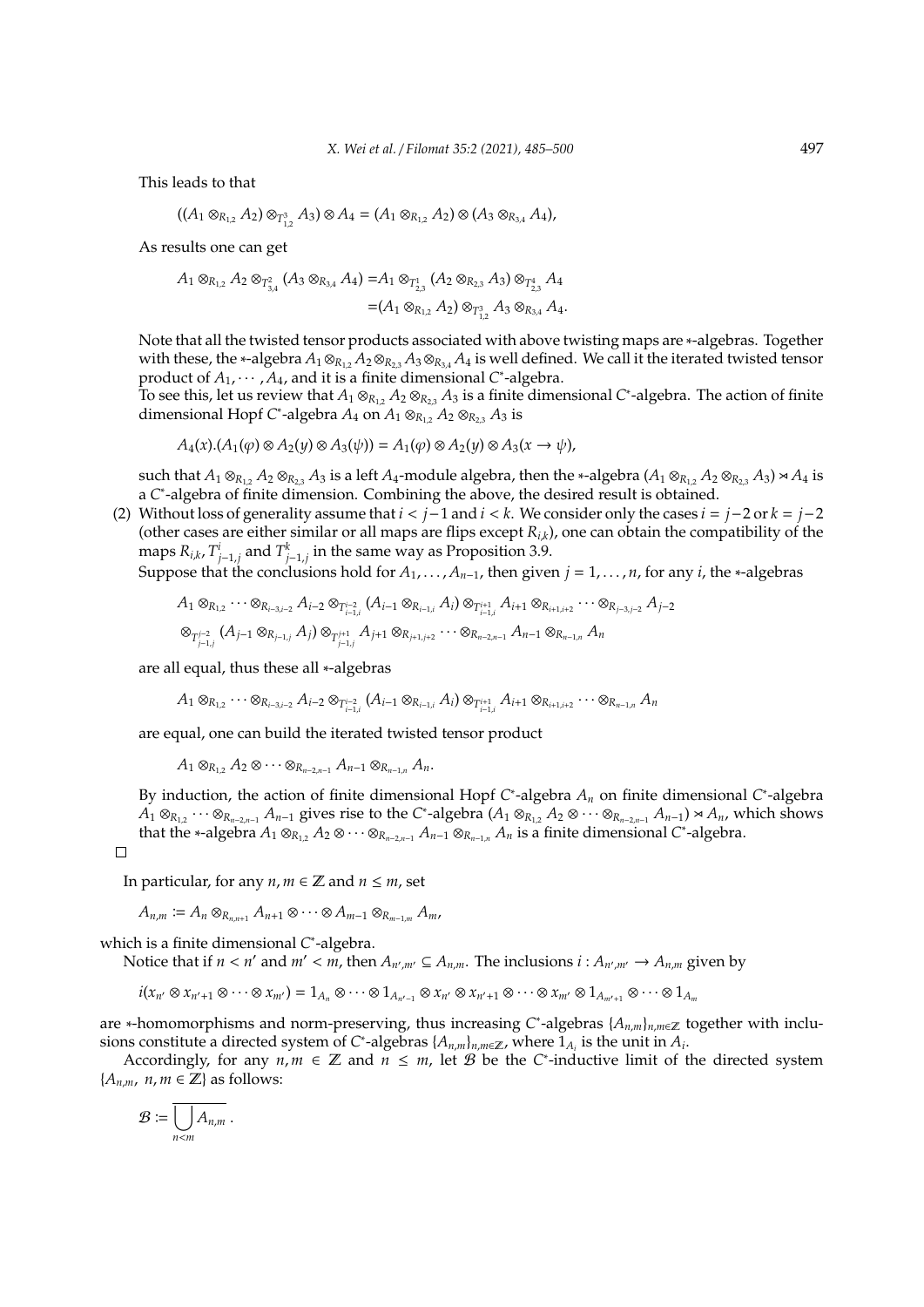This leads to that

$$((A_1 \otimes_{R_{1,2}} A_2) \otimes_{T^3_{1,2}} A_3) \otimes A_4 = (A_1 \otimes_{R_{1,2}} A_2) \otimes (A_3 \otimes_{R_{3,4}} A_4),$$

As results one can get

$$\begin{aligned} A_1 \otimes_{R_{1,2}} A_2 \otimes_{T^2_{3,4}} (A_3 \otimes_{R_{3,4}} A_4) =& A_1 \otimes_{T^1_{2,3}} (A_2 \otimes_{R_{2,3}} A_3) \otimes_{T^4_{2,3}} A_4 \\ =& (A_1 \otimes_{R_{1,2}} A_2) \otimes_{T^3_{1,2}} A_3 \otimes_{R_{3,4}} A_4. \end{aligned}$$

Note that all the twisted tensor products associated with above twisting maps are $*$-algebras. Together with these, the $*$-algebra $A_1 \otimes_{R_{1,2}} A_2 \otimes_{R_{2,3}} A_3 \otimes_{R_{3,4}} A_4$ is well defined. We call it the iterated twisted tensor product of $A_1, \cdots, A_4$, and it is a finite dimensional $C^*$-algebra.
To see this, let us review that $A_1 \otimes_{R_{1,2}} A_2 \otimes_{R_{2,3}} A_3$ is a finite dimensional $C^*$-algebra. The action of finite dimensional Hopf $C^*$-algebra $A_4$ on $A_1 \otimes_{R_{1,2}} A_2 \otimes_{R_{2,3}} A_3$ is

$$A_4(x).(A_1(\varphi) \otimes A_2(y) \otimes A_3(\psi)) = A_1(\varphi) \otimes A_2(y) \otimes A_3(x \rightarrow \psi),$$

such that $A_1 \otimes_{R_{1,2}} A_2 \otimes_{R_{2,3}} A_3$ is a left $A_4$-module algebra, then the $*$-algebra $(A_1 \otimes_{R_{1,2}} A_2 \otimes_{R_{2,3}} A_3) \rtimes A_4$ is a $C^*$-algebra of finite dimension. Combining the above, the desired result is obtained.

(2) Without loss of generality assume that $i < j-1$ and $i < k$. We consider only the cases $i = j-2$ or $k = j-2$ (other cases are either similar or all maps are flips except $R_{i,k}$), one can obtain the compatibility of the maps $R_{i,k}$, $T^i_{j-1,j}$ and $T^k_{j-1,j}$ in the same way as Proposition 3.9.
Suppose that the conclusions hold for $A_1, \ldots, A_{n-1}$, then given $j = 1, \ldots, n$, for any $i$, the $*$-algebras

$$\begin{aligned} & A_1 \otimes_{R_{1,2}} \cdots \otimes_{R_{i-3,i-2}} A_{i-2} \otimes_{T^{i-2}_{i-1,i}} (A_{i-1} \otimes_{R_{i-1,i}} A_i) \otimes_{T^{i+1}_{i-1,i}} A_{i+1} \otimes_{R_{i+1,i+2}} \cdots \otimes_{R_{j-3,j-2}} A_{j-2} \\ & \otimes_{T^{j-2}_{j-1,j}} (A_{j-1} \otimes_{R_{j-1,j}} A_j) \otimes_{T^{j+1}_{j-1,j}} A_{j+1} \otimes_{R_{j+1,j+2}} \cdots \otimes_{R_{n-2,n-1}} A_{n-1} \otimes_{R_{n-1,n}} A_n \end{aligned}$$

are all equal, thus these all $*$-algebras

$$A_1 \otimes_{R_{1,2}} \cdots \otimes_{R_{i-3,i-2}} A_{i-2} \otimes_{T^{i-2}_{i-1,i}} (A_{i-1} \otimes_{R_{i-1,i}} A_i) \otimes_{T^{i+1}_{i-1,i}} A_{i+1} \otimes_{R_{i+1,i+2}} \cdots \otimes_{R_{n-1,n}} A_n$$

are equal, one can build the iterated twisted tensor product

$$A_1 \otimes_{R_{1,2}} A_2 \otimes \cdots \otimes_{R_{n-2,n-1}} A_{n-1} \otimes_{R_{n-1,n}} A_n.$$

By induction, the action of finite dimensional Hopf $C^*$-algebra $A_n$ on finite dimensional $C^*$-algebra $A_1 \otimes_{R_{1,2}} \cdots \otimes_{R_{n-2,n-1}} A_{n-1}$ gives rise to the $C^*$-algebra $(A_1 \otimes_{R_{1,2}} A_2 \otimes \cdots \otimes_{R_{n-2,n-1}} A_{n-1}) \rtimes A_n$, which shows that the $*$-algebra $A_1 \otimes_{R_{1,2}} A_2 \otimes \cdots \otimes_{R_{n-2,n-1}} A_{n-1} \otimes_{R_{n-1,n}} A_n$ is a finite dimensional $C^*$-algebra.

□

In particular, for any $n, m \in \mathbb{Z}$ and $n \leq m$, set

$$A_{n,m} := A_n \otimes_{R_{n,n+1}} A_{n+1} \otimes \cdots \otimes A_{m-1} \otimes_{R_{m-1,m}} A_m,$$

which is a finite dimensional $C^*$-algebra.

Notice that if $n < n'$ and $m' < m$, then $A_{n',m'} \subseteq A_{n,m}$. The inclusions $i : A_{n',m'} \to A_{n,m}$ given by

$$i(x_{n'} \otimes x_{n'+1} \otimes \cdots \otimes x_{m'}) = 1_{A_n} \otimes \cdots \otimes 1_{A_{n'-1}} \otimes x_{n'} \otimes x_{n'+1} \otimes \cdots \otimes x_{m'} \otimes 1_{A_{m'+1}} \otimes \cdots \otimes 1_{A_m}$$

are $*$-homomorphisms and norm-preserving, thus increasing $C^*$-algebras $\{A_{n,m}\}_{n,m\in\mathbb{Z}}$ together with inclusions constitute a directed system of $C^*$-algebras $\{A_{n,m}\}_{n,m\in\mathbb{Z}}$, where $1_{A_i}$ is the unit in $A_i$.

Accordingly, for any $n, m \in \mathbb{Z}$ and $n \leq m$, let $\mathcal{B}$ be the $C^*$-inductive limit of the directed system $\{A_{n,m},\ n, m \in \mathbb{Z}\}$ as follows:

$$\mathcal{B} := \overline{\bigcup_{n<m} A_{n,m}}\ .$$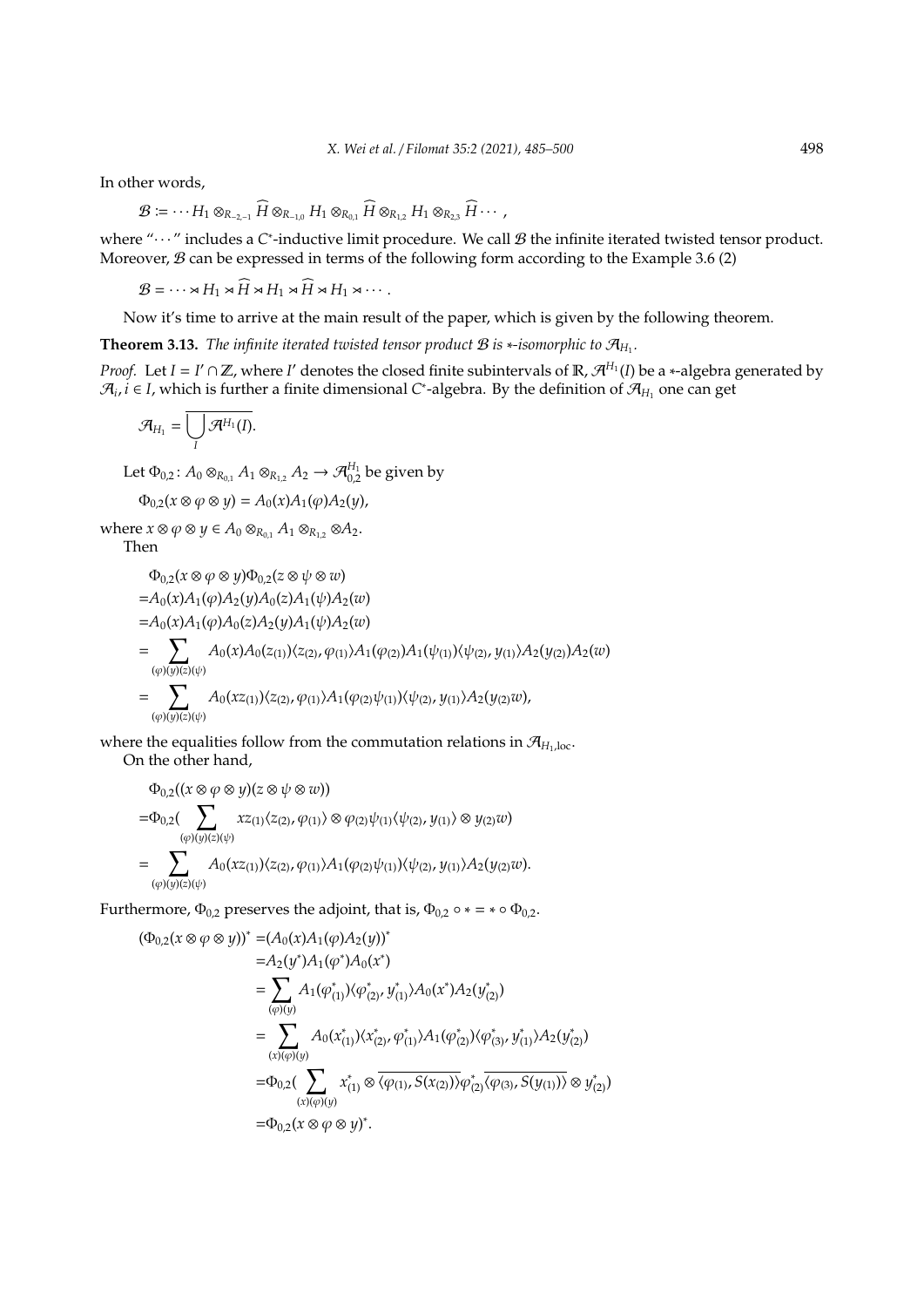In other words,

$$\mathcal{B} := \cdots H_1 \otimes_{R_{-2,-1}} \widehat{H} \otimes_{R_{-1,0}} H_1 \otimes_{R_{0,1}} \widehat{H} \otimes_{R_{1,2}} H_1 \otimes_{R_{2,3}} \widehat{H} \cdots ,$$

where "$\cdots$" includes a $C^*$-inductive limit procedure. We call $\mathcal{B}$ the infinite iterated twisted tensor product. Moreover, $\mathcal{B}$ can be expressed in terms of the following form according to the Example 3.6 (2)

$$\mathcal{B} = \cdots \rtimes H_1 \rtimes \widehat{H} \rtimes H_1 \rtimes \widehat{H} \rtimes H_1 \rtimes \cdots .$$

Now it's time to arrive at the main result of the paper, which is given by the following theorem.

**Theorem 3.13.** *The infinite iterated twisted tensor product $\mathcal{B}$ is $*$-isomorphic to $\mathcal{A}_{H_1}$.*

*Proof.* Let $I = I' \cap \mathbb{Z}$, where $I'$ denotes the closed finite subintervals of $\mathbb{R}$, $\mathcal{A}^{H_1}(I)$ be a $*$-algebra generated by $\mathcal{A}_i, i \in I$, which is further a finite dimensional $C^*$-algebra. By the definition of $\mathcal{A}_{H_1}$ one can get

$$\mathcal{A}_{H_1} = \overline{\bigcup_I \mathcal{A}^{H_1}(I)}.$$

Let $\Phi_{0,2} \colon A_0 \otimes_{R_{0,1}} A_1 \otimes_{R_{1,2}} A_2 \to \mathcal{A}_{0,2}^{H_1}$ be given by

$$\Phi_{0,2}(x \otimes \varphi \otimes y) = A_0(x)A_1(\varphi)A_2(y),$$

where $x \otimes \varphi \otimes y \in A_0 \otimes_{R_{0,1}} A_1 \otimes_{R_{1,2}} \otimes A_2$.

Then

$$\begin{aligned}
&\Phi_{0,2}(x \otimes \varphi \otimes y)\Phi_{0,2}(z \otimes \psi \otimes w) \\
=&A_0(x)A_1(\varphi)A_2(y)A_0(z)A_1(\psi)A_2(w) \\
=&A_0(x)A_1(\varphi)A_0(z)A_2(y)A_1(\psi)A_2(w) \\
=&\sum_{(\varphi)(y)(z)(\psi)} A_0(x)A_0(z_{(1)})\langle z_{(2)}, \varphi_{(1)}\rangle A_1(\varphi_{(2)})A_1(\psi_{(1)})\langle \psi_{(2)}, y_{(1)}\rangle A_2(y_{(2)})A_2(w) \\
=&\sum_{(\varphi)(y)(z)(\psi)} A_0(xz_{(1)})\langle z_{(2)}, \varphi_{(1)}\rangle A_1(\varphi_{(2)}\psi_{(1)})\langle \psi_{(2)}, y_{(1)}\rangle A_2(y_{(2)}w),
\end{aligned}$$

where the equalities follow from the commutation relations in $\mathcal{A}_{H_1,\mathrm{loc}}$.

On the other hand,

$$\begin{aligned}
&\Phi_{0,2}((x \otimes \varphi \otimes y)(z \otimes \psi \otimes w)) \\
=&\Phi_{0,2}(\sum_{(\varphi)(y)(z)(\psi)} xz_{(1)}\langle z_{(2)}, \varphi_{(1)}\rangle \otimes \varphi_{(2)}\psi_{(1)}\langle \psi_{(2)}, y_{(1)}\rangle \otimes y_{(2)}w) \\
=&\sum_{(\varphi)(y)(z)(\psi)} A_0(xz_{(1)})\langle z_{(2)}, \varphi_{(1)}\rangle A_1(\varphi_{(2)}\psi_{(1)})\langle \psi_{(2)}, y_{(1)}\rangle A_2(y_{(2)}w).
\end{aligned}$$

Furthermore, $\Phi_{0,2}$ preserves the adjoint, that is, $\Phi_{0,2} \circ * = * \circ \Phi_{0,2}$.

$$\begin{aligned}
(\Phi_{0,2}(x \otimes \varphi \otimes y))^* =&(A_0(x)A_1(\varphi)A_2(y))^* \\
=&A_2(y^*)A_1(\varphi^*)A_0(x^*) \\
=&\sum_{(\varphi)(y)} A_1(\varphi^*_{(1)})\langle \varphi^*_{(2)}, y^*_{(1)}\rangle A_0(x^*)A_2(y^*_{(2)}) \\
=&\sum_{(x)(\varphi)(y)} A_0(x^*_{(1)})\langle x^*_{(2)}, \varphi^*_{(1)}\rangle A_1(\varphi^*_{(2)})\langle \varphi^*_{(3)}, y^*_{(1)}\rangle A_2(y^*_{(2)}) \\
=&\Phi_{0,2}(\sum_{(x)(\varphi)(y)} x^*_{(1)} \otimes \overline{\langle \varphi_{(1)}, S(x_{(2)})\rangle}\varphi^*_{(2)}\overline{\langle \varphi_{(3)}, S(y_{(1)})\rangle} \otimes y^*_{(2)}) \\
=&\Phi_{0,2}(x \otimes \varphi \otimes y)^*.
\end{aligned}$$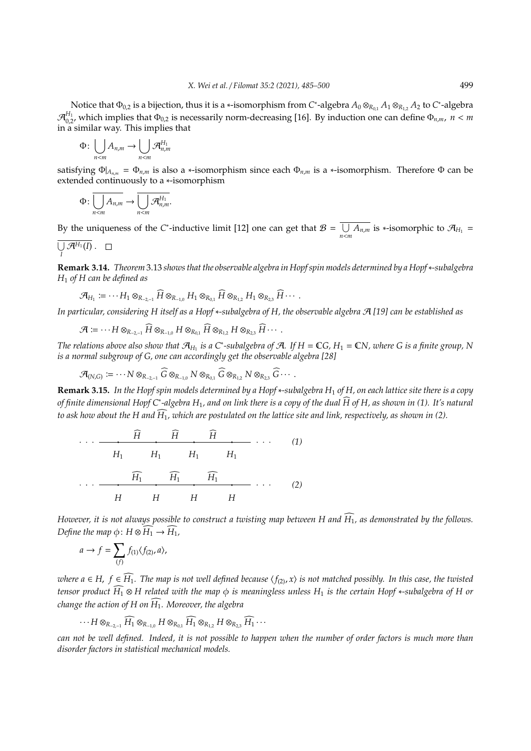Notice that $\Phi_{0,2}$ is a bijection, thus it is a $*$-isomorphism from $C^*$-algebra $A_0 \otimes_{R_{0,1}} A_1 \otimes_{R_{1,2}} A_2$ to $C^*$-algebra $\mathcal{A}^{H_1}_{0,2}$, which implies that $\Phi_{0,2}$ is necessarily norm-decreasing [16]. By induction one can define $\Phi_{n,m}$, $n < m$ in a similar way. This implies that

$$\Phi\colon \bigcup_{n<m} A_{n,m} \to \bigcup_{n<m} \mathcal{A}^{H_1}_{n,m}$$

satisfying $\Phi|_{A_{n,m}} = \Phi_{n,m}$ is also a $*$-isomorphism since each $\Phi_{n,m}$ is a $*$-isomorphism. Therefore $\Phi$ can be extended continuously to a $*$-isomorphism

$$\Phi\colon \overline{\bigcup_{n<m} A_{n,m}} \to \overline{\bigcup_{n<m} \mathcal{A}^{H_1}_{n,m}}.$$

By the uniqueness of the $C^*$-inductive limit [12] one can get that $\mathcal{B} = \overline{\bigcup_{n<m} A_{n,m}}$ is $*$-isomorphic to $\mathcal{A}_{H_1} = \overline{\bigcup_{I} \mathcal{A}^{H_1}(I)}$. $\square$

**Remark 3.14.** *Theorem 3.13 shows that the observable algebra in Hopf spin models determined by a Hopf $*$-subalgebra $H_1$ of $H$ can be defined as*

$$\mathcal{A}_{H_1} := \cdots H_1 \otimes_{R_{-2,-1}} \widehat{H} \otimes_{R_{-1,0}} H_1 \otimes_{R_{0,1}} \widehat{H} \otimes_{R_{1,2}} H_1 \otimes_{R_{2,3}} \widehat{H} \cdots .$$

*In particular, considering $H$ itself as a Hopf $*$-subalgebra of $H$, the observable algebra $\mathcal{A}$ [19] can be established as*

$$\mathcal{A} := \cdots H \otimes_{R_{-2,-1}} \widehat{H} \otimes_{R_{-1,0}} H \otimes_{R_{0,1}} \widehat{H} \otimes_{R_{1,2}} H \otimes_{R_{2,3}} \widehat{H} \cdots .$$

*The relations above also show that $\mathcal{A}_{H_1}$ is a $C^*$-subalgebra of $\mathcal{A}$. If $H = \mathbb{C}G$, $H_1 = \mathbb{C}N$, where $G$ is a finite group, $N$ is a normal subgroup of $G$, one can accordingly get the observable algebra [28]*

$$\mathcal{A}_{(N,G)} := \cdots N \otimes_{R_{-2,-1}} \widehat{G} \otimes_{R_{-1,0}} N \otimes_{R_{0,1}} \widehat{G} \otimes_{R_{1,2}} N \otimes_{R_{2,3}} \widehat{G} \cdots .$$

**Remark 3.15.** *In the Hopf spin models determined by a Hopf $*$-subalgebra $H_1$ of $H$, on each lattice site there is a copy of finite dimensional Hopf $C^*$-algebra $H_1$, and on link there is a copy of the dual $\widehat{H}$ of $H$, as shown in (1). It's natural to ask how about the $H$ and $\widehat{H_1}$, which are postulated on the lattice site and link, respectively, as shown in (2).*

$$\cdots \quad \overset{\widehat{H}}{\phantom{x}} \quad \overset{\widehat{H}}{\phantom{x}} \quad \overset{\widehat{H}}{\phantom{x}} \quad \cdots \qquad (1)$$
$$H_1 \qquad H_1 \qquad H_1 \qquad H_1$$

$$\cdots \quad \overset{\widehat{H_1}}{\phantom{x}} \quad \overset{\widehat{H_1}}{\phantom{x}} \quad \overset{\widehat{H_1}}{\phantom{x}} \quad \cdots \qquad (2)$$
$$H \qquad H \qquad H \qquad H$$

*However, it is not always possible to construct a twisting map between $H$ and $\widehat{H_1}$, as demonstrated by the follows. Define the map $\phi\colon H \otimes \widehat{H_1} \to \widehat{H_1}$,*

$$a \to f = \sum_{(f)} f_{(1)} \langle f_{(2)}, a \rangle,$$

*where $a \in H$, $f \in \widehat{H_1}$. The map is not well defined because $\langle f_{(2)}, x \rangle$ is not matched possibly. In this case, the twisted tensor product $\widehat{H_1} \otimes H$ related with the map $\phi$ is meaningless unless $H_1$ is the certain Hopf $*$-subalgebra of $H$ or change the action of $H$ on $\widehat{H_1}$. Moreover, the algebra*

$$\cdots H \otimes_{R_{-2,-1}} \widehat{H_1} \otimes_{R_{-1,0}} H \otimes_{R_{0,1}} \widehat{H_1} \otimes_{R_{1,2}} H \otimes_{R_{2,3}} \widehat{H_1} \cdots$$

*can not be well defined. Indeed, it is not possible to happen when the number of order factors is much more than disorder factors in statistical mechanical models.*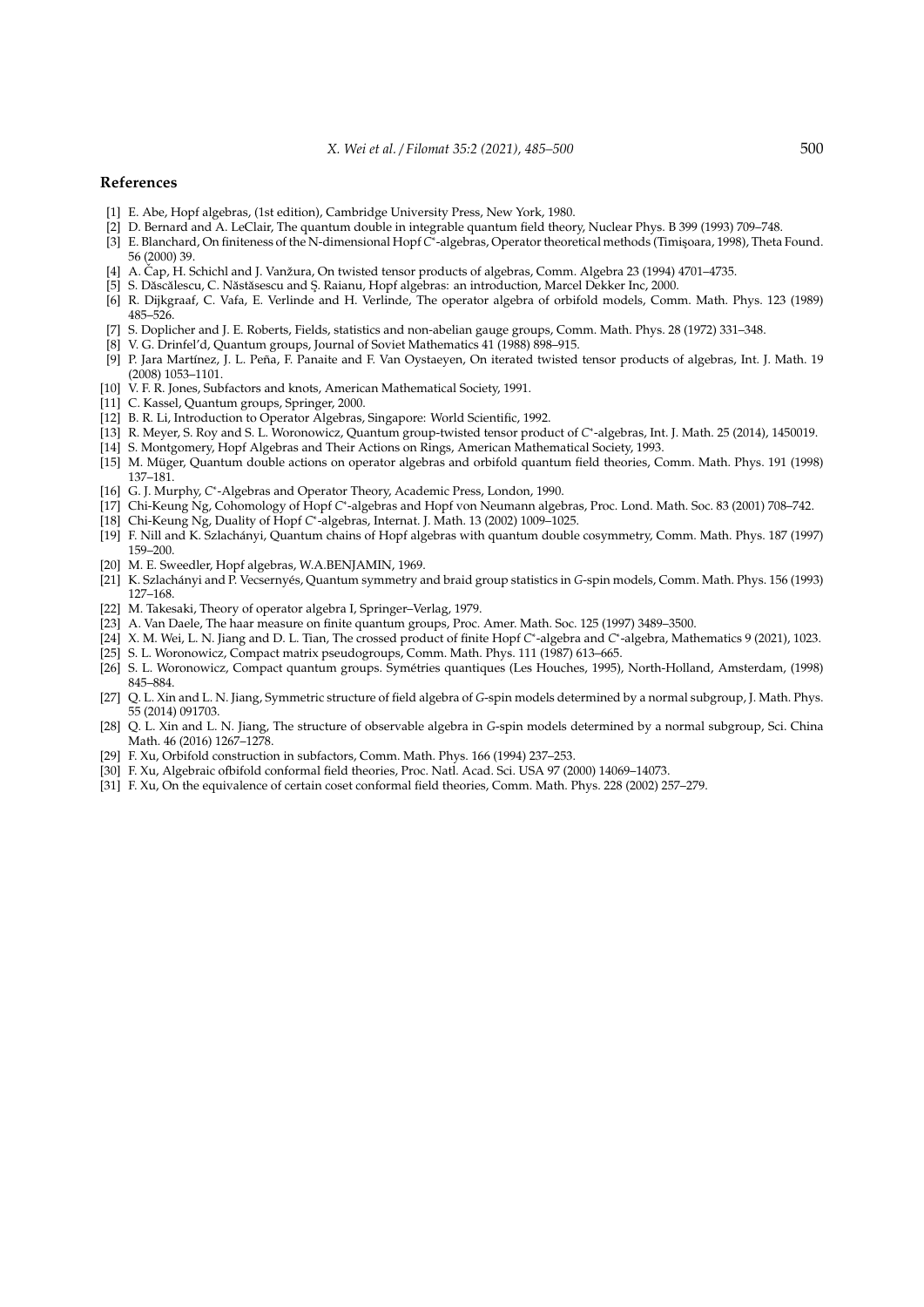## References

[1] E. Abe, Hopf algebras, (1st edition), Cambridge University Press, New York, 1980.
[2] D. Bernard and A. LeClair, The quantum double in integrable quantum field theory, Nuclear Phys. B 399 (1993) 709–748.
[3] E. Blanchard, On finiteness of the N-dimensional Hopf $C^*$-algebras, Operator theoretical methods (Timişoara, 1998), Theta Found. 56 (2000) 39.
[4] A. Čap, H. Schichl and J. Vanžura, On twisted tensor products of algebras, Comm. Algebra 23 (1994) 4701–4735.
[5] S. Dăscălescu, C. Năstăsescu and Ş. Raianu, Hopf algebras: an introduction, Marcel Dekker Inc, 2000.
[6] R. Dijkgraaf, C. Vafa, E. Verlinde and H. Verlinde, The operator algebra of orbifold models, Comm. Math. Phys. 123 (1989) 485–526.
[7] S. Doplicher and J. E. Roberts, Fields, statistics and non-abelian gauge groups, Comm. Math. Phys. 28 (1972) 331–348.
[8] V. G. Drinfel'd, Quantum groups, Journal of Soviet Mathematics 41 (1988) 898–915.
[9] P. Jara Martínez, J. L. Peña, F. Panaite and F. Van Oystaeyen, On iterated twisted tensor products of algebras, Int. J. Math. 19 (2008) 1053–1101.
[10] V. F. R. Jones, Subfactors and knots, American Mathematical Society, 1991.
[11] C. Kassel, Quantum groups, Springer, 2000.
[12] B. R. Li, Introduction to Operator Algebras, Singapore: World Scientific, 1992.
[13] R. Meyer, S. Roy and S. L. Woronowicz, Quantum group-twisted tensor product of $C^*$-algebras, Int. J. Math. 25 (2014), 1450019.
[14] S. Montgomery, Hopf Algebras and Their Actions on Rings, American Mathematical Society, 1993.
[15] M. Müger, Quantum double actions on operator algebras and orbifold quantum field theories, Comm. Math. Phys. 191 (1998) 137–181.
[16] G. J. Murphy, $C^*$-Algebras and Operator Theory, Academic Press, London, 1990.
[17] Chi-Keung Ng, Cohomology of Hopf $C^*$-algebras and Hopf von Neumann algebras, Proc. Lond. Math. Soc. 83 (2001) 708–742.
[18] Chi-Keung Ng, Duality of Hopf $C^*$-algebras, Internat. J. Math. 13 (2002) 1009–1025.
[19] F. Nill and K. Szlachányi, Quantum chains of Hopf algebras with quantum double cosymmetry, Comm. Math. Phys. 187 (1997) 159–200.
[20] M. E. Sweedler, Hopf algebras, W.A.BENJAMIN, 1969.
[21] K. Szlachányi and P. Vecsernyés, Quantum symmetry and braid group statistics in $G$-spin models, Comm. Math. Phys. 156 (1993) 127–168.
[22] M. Takesaki, Theory of operator algebra I, Springer–Verlag, 1979.
[23] A. Van Daele, The haar measure on finite quantum groups, Proc. Amer. Math. Soc. 125 (1997) 3489–3500.
[24] X. M. Wei, L. N. Jiang and D. L. Tian, The crossed product of finite Hopf $C^*$-algebra and $C^*$-algebra, Mathematics 9 (2021), 1023.
[25] S. L. Woronowicz, Compact matrix pseudogroups, Comm. Math. Phys. 111 (1987) 613–665.
[26] S. L. Woronowicz, Compact quantum groups. Symétries quantiques (Les Houches, 1995), North-Holland, Amsterdam, (1998) 845–884.
[27] Q. L. Xin and L. N. Jiang, Symmetric structure of field algebra of $G$-spin models determined by a normal subgroup, J. Math. Phys. 55 (2014) 091703.
[28] Q. L. Xin and L. N. Jiang, The structure of observable algebra in $G$-spin models determined by a normal subgroup, Sci. China Math. 46 (2016) 1267–1278.
[29] F. Xu, Orbifold construction in subfactors, Comm. Math. Phys. 166 (1994) 237–253.
[30] F. Xu, Algebraic ofbifold conformal field theories, Proc. Natl. Acad. Sci. USA 97 (2000) 14069–14073.
[31] F. Xu, On the equivalence of certain coset conformal field theories, Comm. Math. Phys. 228 (2002) 257–279.